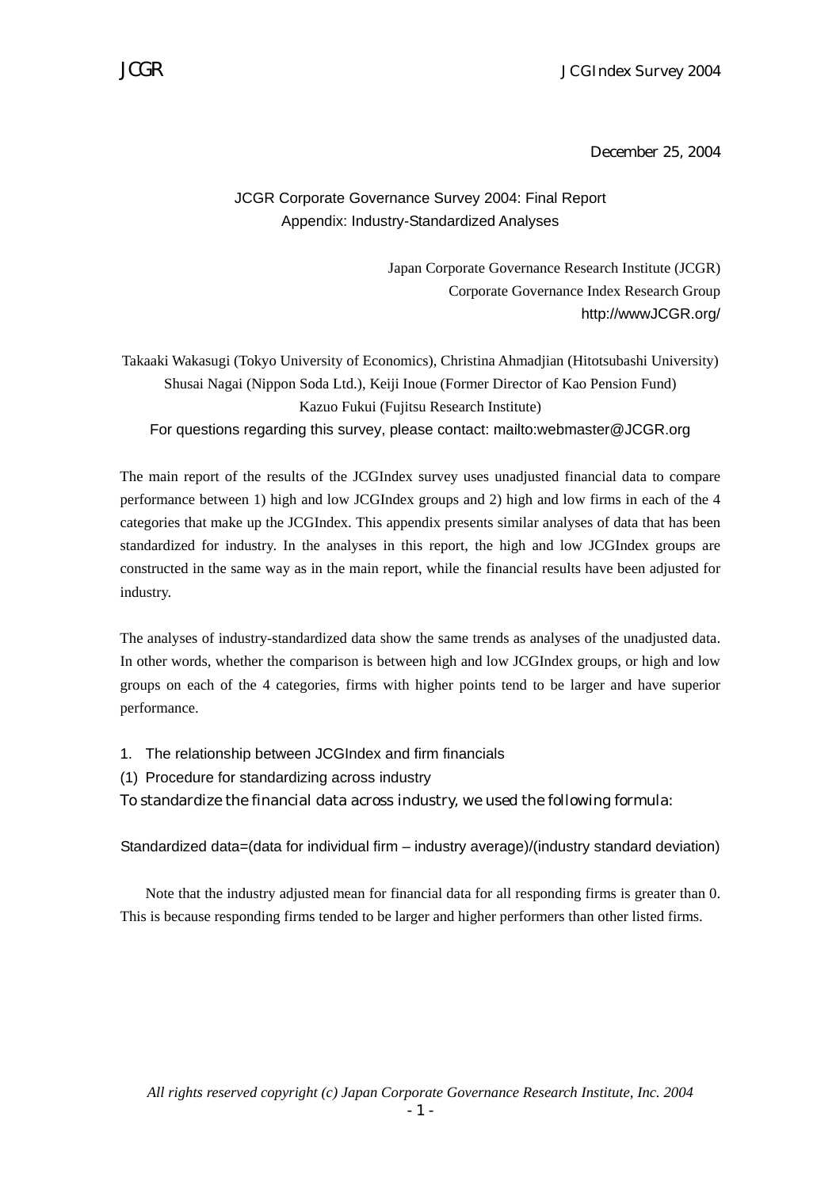December 25, 2004

# JCGR Corporate Governance Survey 2004: Final Report
## Appendix: Industry-Standardized Analyses

Japan Corporate Governance Research Institute (JCGR)
Corporate Governance Index Research Group
http://wwwJCGR.org/

Takaaki Wakasugi (Tokyo University of Economics), Christina Ahmadjian (Hitotsubashi University)
Shusai Nagai (Nippon Soda Ltd.), Keiji Inoue (Former Director of Kao Pension Fund)
Kazuo Fukui (Fujitsu Research Institute)
For questions regarding this survey, please contact: mailto:webmaster@JCGR.org

The main report of the results of the JCGIndex survey uses unadjusted financial data to compare performance between 1) high and low JCGIndex groups and 2) high and low firms in each of the 4 categories that make up the JCGIndex. This appendix presents similar analyses of data that has been standardized for industry. In the analyses in this report, the high and low JCGIndex groups are constructed in the same way as in the main report, while the financial results have been adjusted for industry.

The analyses of industry-standardized data show the same trends as analyses of the unadjusted data. In other words, whether the comparison is between high and low JCGIndex groups, or high and low groups on each of the 4 categories, firms with higher points tend to be larger and have superior performance.

1. The relationship between JCGIndex and firm financials

(1) Procedure for standardizing across industry

To standardize the financial data across industry, we used the following formula:

Standardized data=(data for individual firm – industry average)/(industry standard deviation)

Note that the industry adjusted mean for financial data for all responding firms is greater than 0. This is because responding firms tended to be larger and higher performers than other listed firms.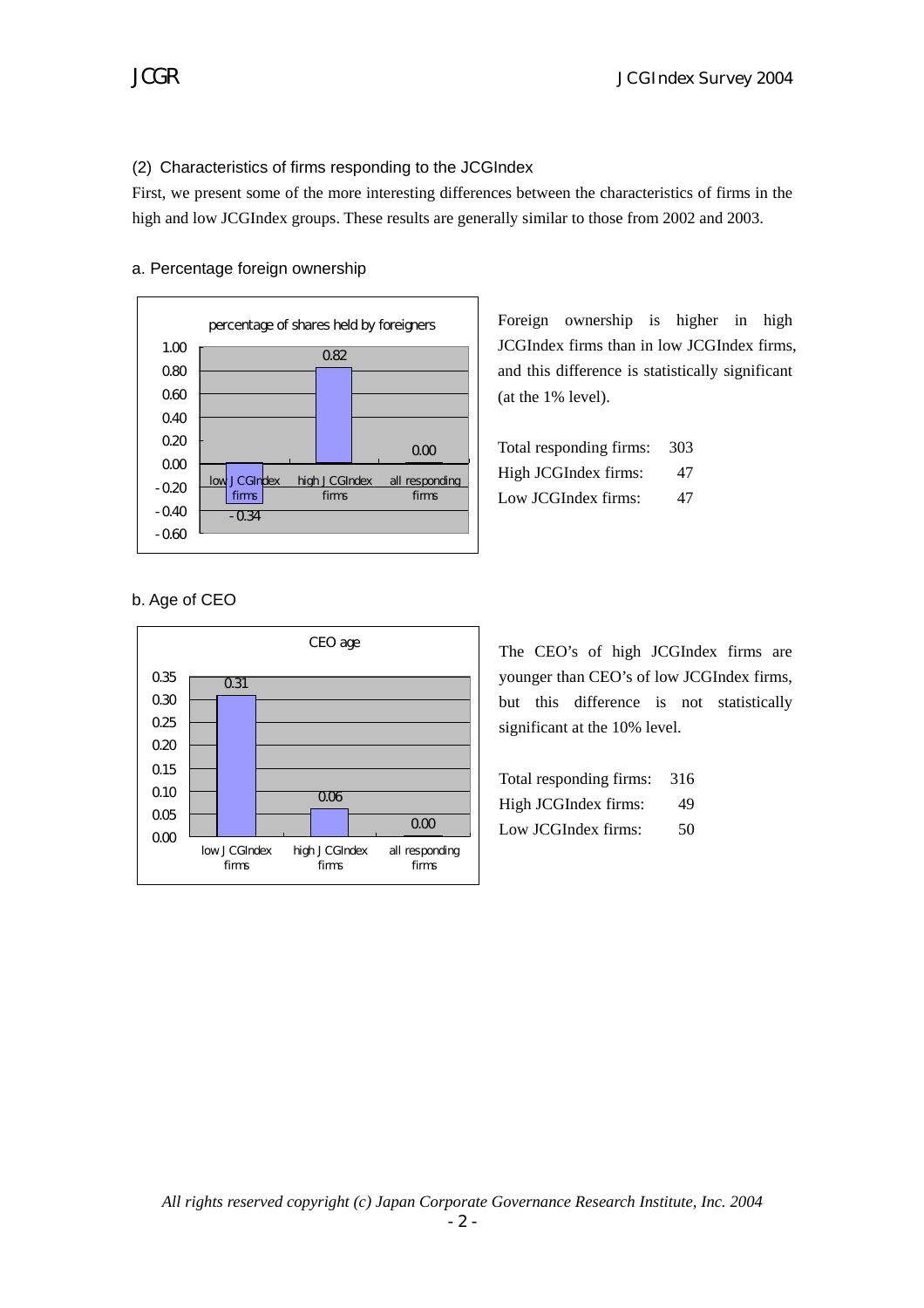## (2) Characteristics of firms responding to the JCGIndex

First, we present some of the more interesting differences between the characteristics of firms in the high and low JCGIndex groups. These results are generally similar to those from 2002 and 2003.

### a. Percentage foreign ownership

percentage of shares held by foreigners

| | low JCGIndex firms | high JCGIndex firms | all responding firms |
|---|---|---|---|
| Value | -0.34 | 0.82 | 0.00 |

Foreign ownership is higher in high JCGIndex firms than in low JCGIndex firms, and this difference is statistically significant (at the 1% level).

| | |
|---|---|
| Total responding firms: | 303 |
| High JCGIndex firms: | 47 |
| Low JCGIndex firms: | 47 |

### b. Age of CEO

CEO age

| | low JCGIndex firms | high JCGIndex firms | all responding firms |
|---|---|---|---|
| Value | 0.31 | 0.06 | 0.00 |

The CEO's of high JCGIndex firms are younger than CEO's of low JCGIndex firms, but this difference is not statistically significant at the 10% level.

| | |
|---|---|
| Total responding firms: | 316 |
| High JCGIndex firms: | 49 |
| Low JCGIndex firms: | 50 |

*All rights reserved copyright (c) Japan Corporate Governance Research Institute, Inc. 2004*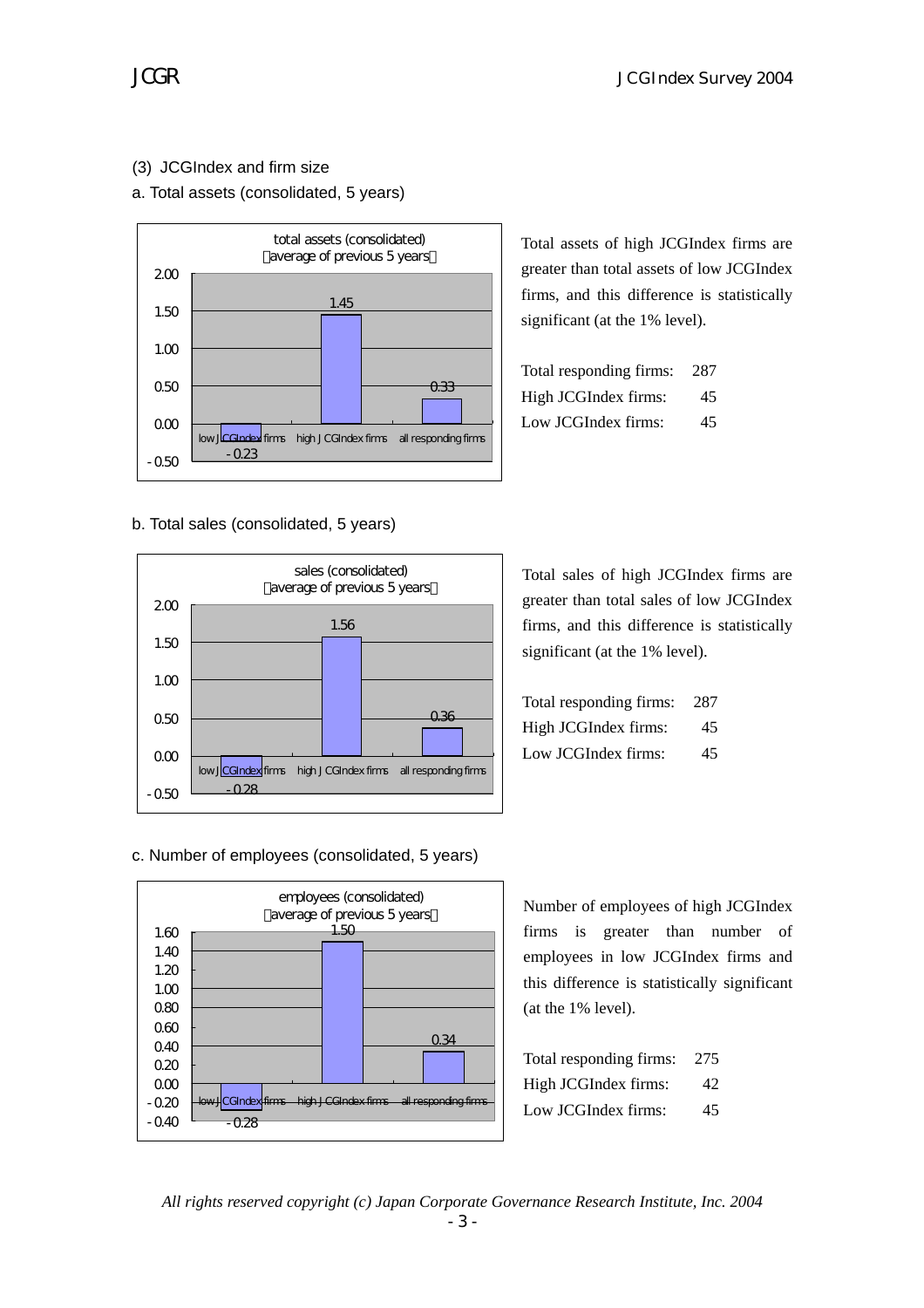### (3) JCGIndex and firm size

#### a. Total assets (consolidated, 5 years)

total assets (consolidated)
(average of previous 5 years)

| | low JCGIndex firms | high JCGIndex firms | all responding firms |
|---|---|---|---|
| Value | -0.23 | 1.45 | 0.33 |

Total assets of high JCGIndex firms are greater than total assets of low JCGIndex firms, and this difference is statistically significant (at the 1% level).

| | |
|---|---|
| Total responding firms: | 287 |
| High JCGIndex firms: | 45 |
| Low JCGIndex firms: | 45 |

#### b. Total sales (consolidated, 5 years)

sales (consolidated)
(average of previous 5 years)

| | low JCGIndex firms | high JCGIndex firms | all responding firms |
|---|---|---|---|
| Value | -0.28 | 1.56 | 0.36 |

Total sales of high JCGIndex firms are greater than total sales of low JCGIndex firms, and this difference is statistically significant (at the 1% level).

| | |
|---|---|
| Total responding firms: | 287 |
| High JCGIndex firms: | 45 |
| Low JCGIndex firms: | 45 |

#### c. Number of employees (consolidated, 5 years)

employees (consolidated)
(average of previous 5 years)

| | low JCGIndex firms | high JCGIndex firms | all responding firms |
|---|---|---|---|
| Value | -0.28 | 1.50 | 0.34 |

Number of employees of high JCGIndex firms is greater than number of employees in low JCGIndex firms and this difference is statistically significant (at the 1% level).

| | |
|---|---|
| Total responding firms: | 275 |
| High JCGIndex firms: | 42 |
| Low JCGIndex firms: | 45 |

*All rights reserved copyright (c) Japan Corporate Governance Research Institute, Inc. 2004*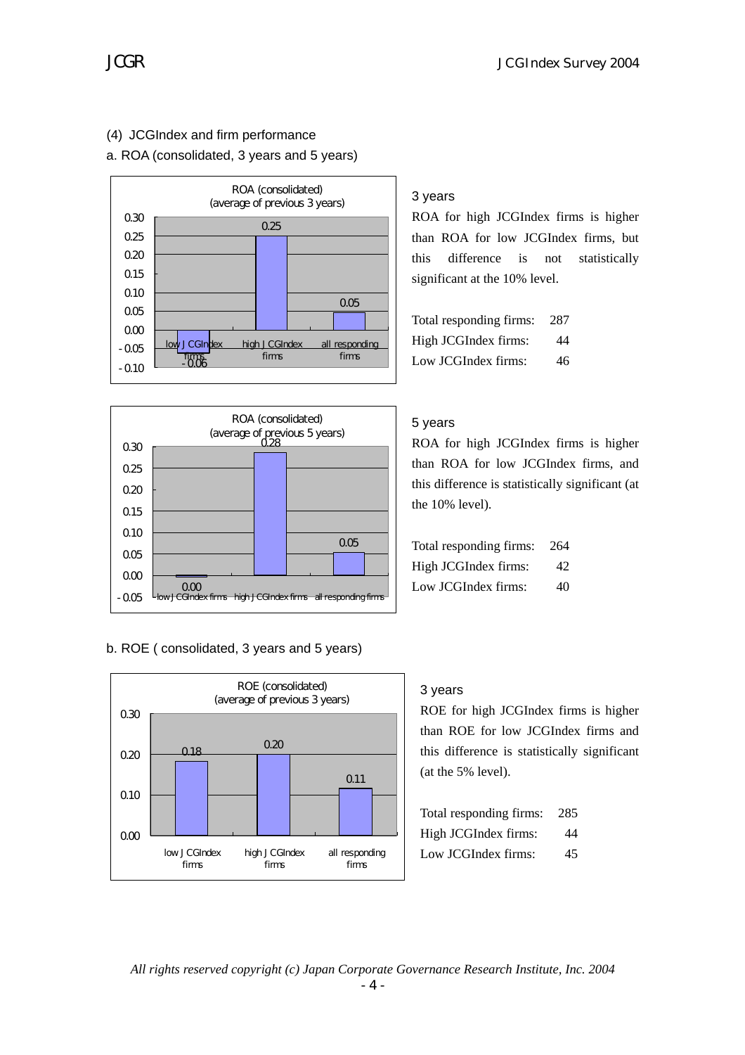(4) JCGIndex and firm performance

a. ROA (consolidated, 3 years and 5 years)

ROA (consolidated)
(average of previous 3 years)

| | low JCGIndex firms | high JCGIndex firms | all responding firms |
|---|---|---|---|
| ROA | -0.06 | 0.25 | 0.05 |

3 years

ROA for high JCGIndex firms is higher than ROA for low JCGIndex firms, but this difference is not statistically significant at the 10% level.

| | |
|---|---|
| Total responding firms: | 287 |
| High JCGIndex firms: | 44 |
| Low JCGIndex firms: | 46 |

ROA (consolidated)
(average of previous 5 years)

| | low JCGIndex firms | high JCGIndex firms | all responding firms |
|---|---|---|---|
| ROA | 0.00 | 0.28 | 0.05 |

5 years

ROA for high JCGIndex firms is higher than ROA for low JCGIndex firms, and this difference is statistically significant (at the 10% level).

| | |
|---|---|
| Total responding firms: | 264 |
| High JCGIndex firms: | 42 |
| Low JCGIndex firms: | 40 |

b. ROE ( consolidated, 3 years and 5 years)

ROE (consolidated)
(average of previous 3 years)

| | low JCGIndex firms | high JCGIndex firms | all responding firms |
|---|---|---|---|
| ROE | 0.18 | 0.20 | 0.11 |

3 years

ROE for high JCGIndex firms is higher than ROE for low JCGIndex firms and this difference is statistically significant (at the 5% level).

| | |
|---|---|
| Total responding firms: | 285 |
| High JCGIndex firms: | 44 |
| Low JCGIndex firms: | 45 |

*All rights reserved copyright (c) Japan Corporate Governance Research Institute, Inc. 2004*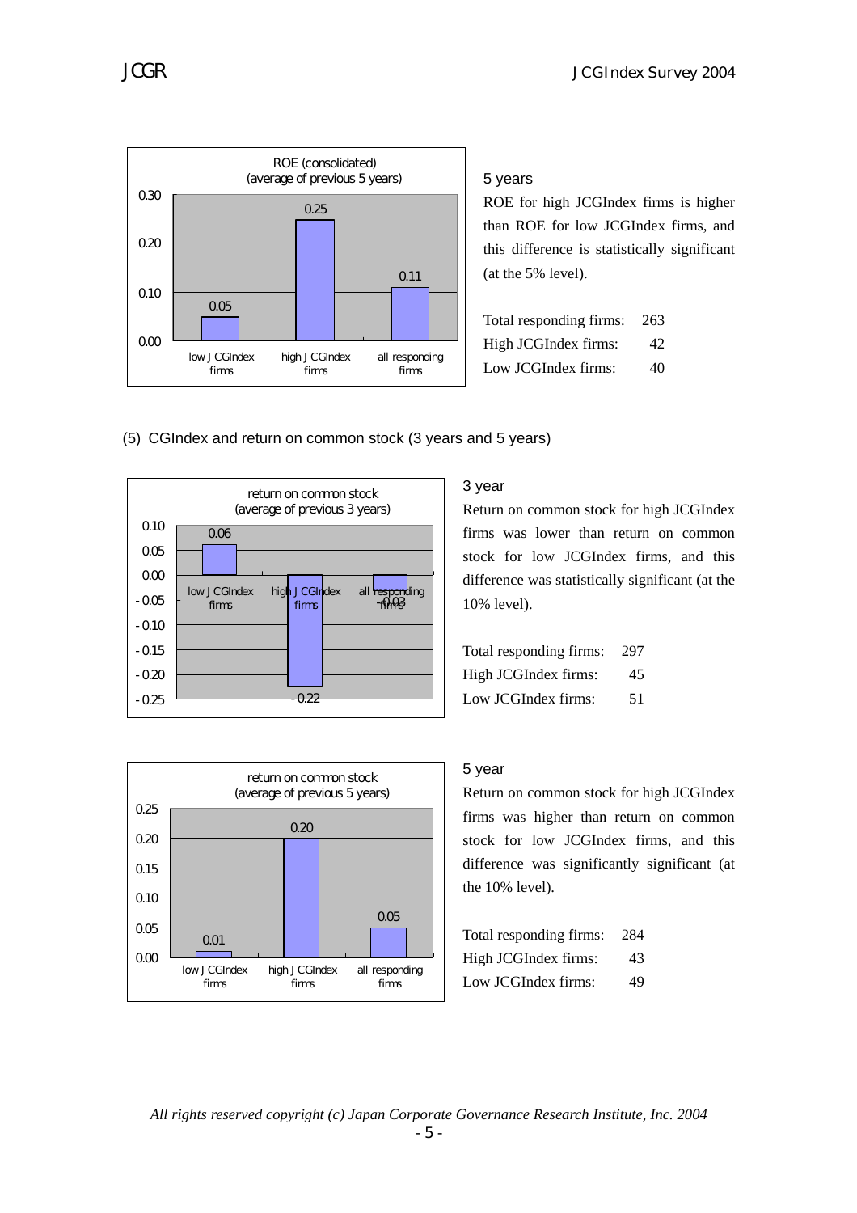**ROE (consolidated) (average of previous 5 years)**

| | low JCGIndex firms | high JCGIndex firms | all responding firms |
|---|---|---|---|
| ROE | 0.05 | 0.25 | 0.11 |

5 years

ROE for high JCGIndex firms is higher than ROE for low JCGIndex firms, and this difference is statistically significant (at the 5% level).

| | |
|---|---|
| Total responding firms: | 263 |
| High JCGIndex firms: | 42 |
| Low JCGIndex firms: | 40 |

## (5) CGIndex and return on common stock (3 years and 5 years)

**return on common stock (average of previous 3 years)**

| | low JCGIndex firms | high JCGIndex firms | all responding firms |
|---|---|---|---|
| return on common stock | 0.06 | -0.22 | -0.03 |

3 year

Return on common stock for high JCGIndex firms was lower than return on common stock for low JCGIndex firms, and this difference was statistically significant (at the 10% level).

| | |
|---|---|
| Total responding firms: | 297 |
| High JCGIndex firms: | 45 |
| Low JCGIndex firms: | 51 |

**return on common stock (average of previous 5 years)**

| | low JCGIndex firms | high JCGIndex firms | all responding firms |
|---|---|---|---|
| return on common stock | 0.01 | 0.20 | 0.05 |

5 year

Return on common stock for high JCGIndex firms was higher than return on common stock for low JCGIndex firms, and this difference was significantly significant (at the 10% level).

| | |
|---|---|
| Total responding firms: | 284 |
| High JCGIndex firms: | 43 |
| Low JCGIndex firms: | 49 |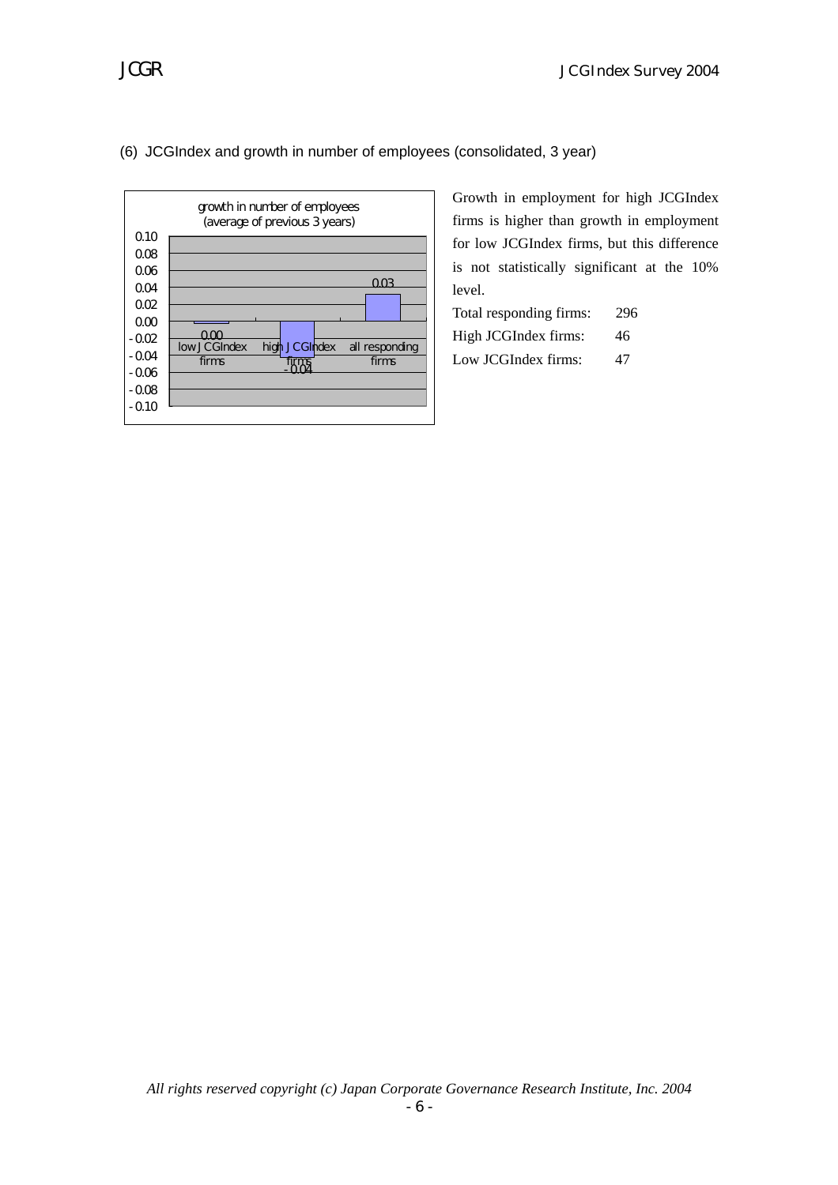(6) JCGIndex and growth in number of employees (consolidated, 3 year)

growth in number of employees
(average of previous 3 years)

| | low JCGIndex firms | high JCGIndex firms | all responding firms |
|---|---|---|---|
| growth in number of employees | 0.00 | -0.04 | 0.03 |

Growth in employment for high JCGIndex firms is higher than growth in employment for low JCGIndex firms, but this difference is not statistically significant at the 10% level.

Total responding firms: 296

High JCGIndex firms: 46

Low JCGIndex firms: 47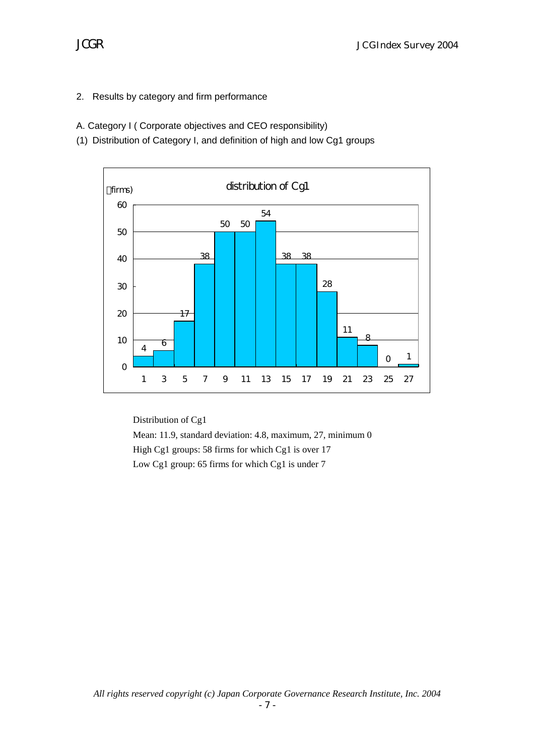## 2. Results by category and firm performance

### A. Category I ( Corporate objectives and CEO responsibility)

(1) Distribution of Category I, and definition of high and low Cg1 groups

distribution of Cg1

| Cg1 | 1 | 3 | 5 | 7 | 9 | 11 | 13 | 15 | 17 | 19 | 21 | 23 | 25 | 27 |
|---|---|---|---|---|---|---|---|---|---|---|---|---|---|---|
| firms | 4 | 6 | 17 | 38 | 50 | 50 | 54 | 38 | 38 | 28 | 11 | 8 | 0 | 1 |

Distribution of Cg1

Mean: 11.9, standard deviation: 4.8, maximum, 27, minimum 0

High Cg1 groups: 58 firms for which Cg1 is over 17

Low Cg1 group: 65 firms for which Cg1 is under 7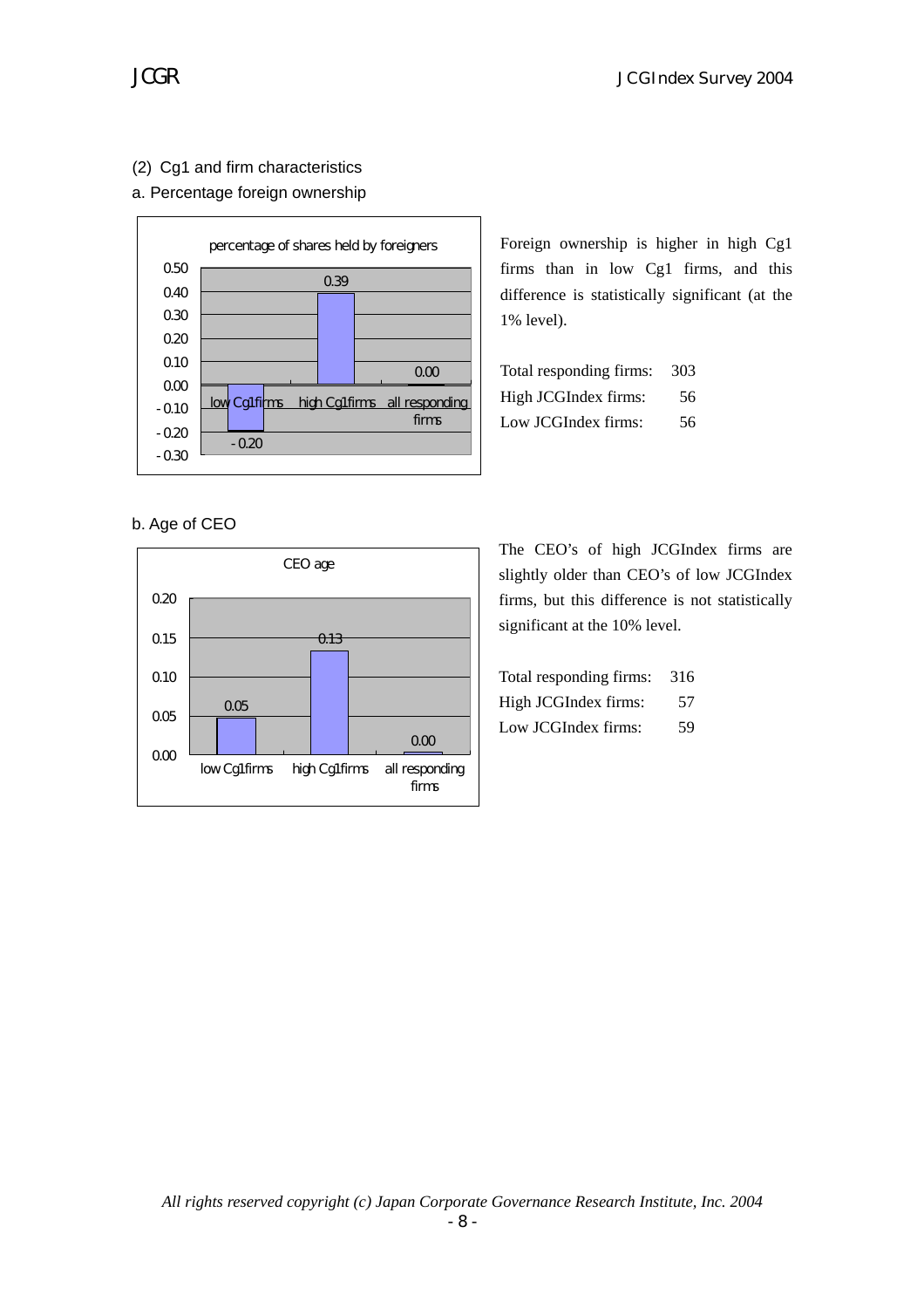## (2) Cg1 and firm characteristics

### a. Percentage foreign ownership

Foreign ownership is higher in high Cg1 firms than in low Cg1 firms, and this difference is statistically significant (at the 1% level).

| | |
|---|---|
| Total responding firms: | 303 |
| High JCGIndex firms: | 56 |
| Low JCGIndex firms: | 56 |

### b. Age of CEO

The CEO's of high JCGIndex firms are slightly older than CEO's of low JCGIndex firms, but this difference is not statistically significant at the 10% level.

| | |
|---|---|
| Total responding firms: | 316 |
| High JCGIndex firms: | 57 |
| Low JCGIndex firms: | 59 |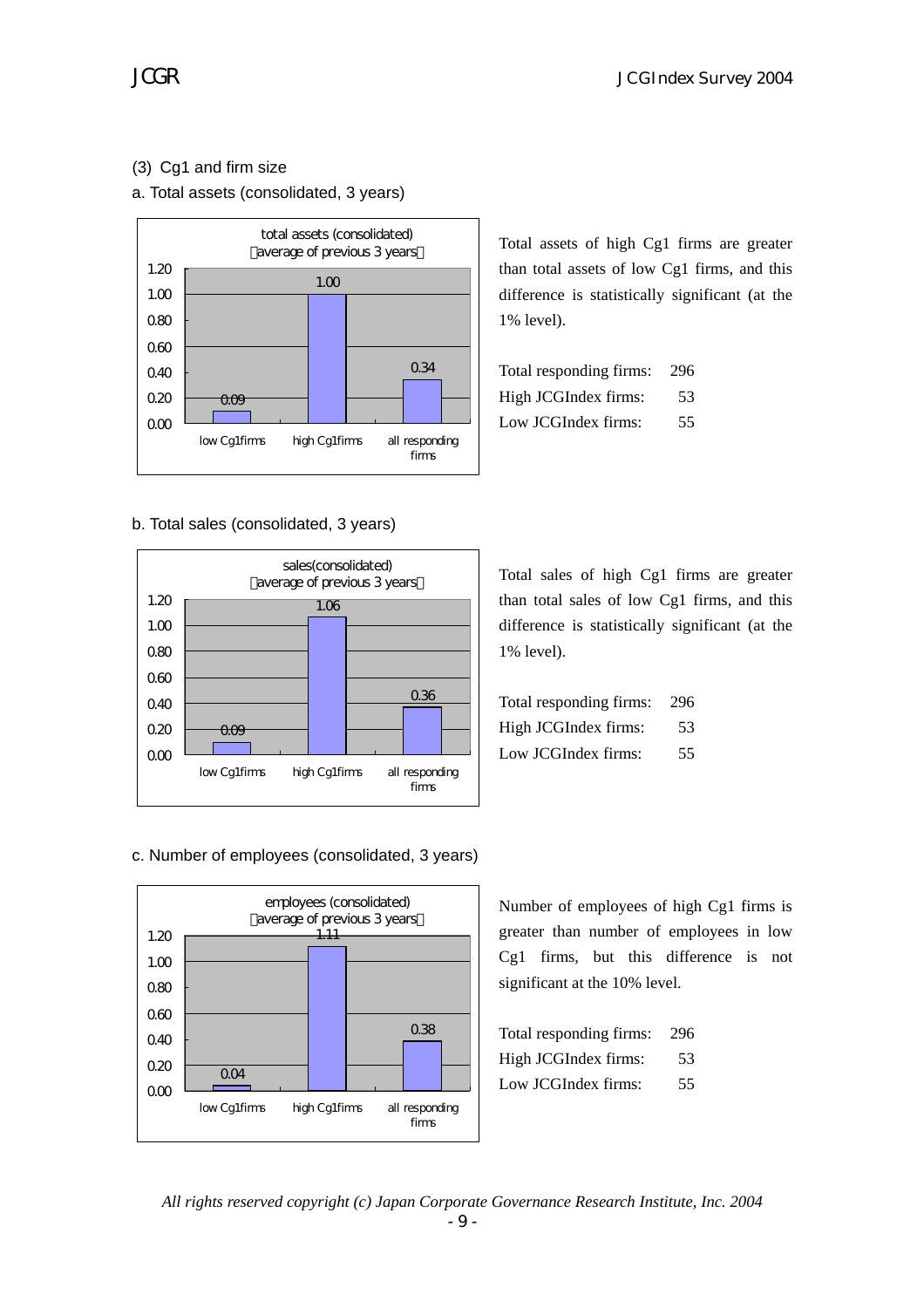### (3) Cg1 and firm size

#### a. Total assets (consolidated, 3 years)

| | low Cg1firms | high Cg1firms | all responding firms |
|---|---|---|---|
| total assets (consolidated) (average of previous 3 years) | 0.09 | 1.00 | 0.34 |

Total assets of high Cg1 firms are greater than total assets of low Cg1 firms, and this difference is statistically significant (at the 1% level).

| | |
|---|---|
| Total responding firms: | 296 |
| High JCGIndex firms: | 53 |
| Low JCGIndex firms: | 55 |

#### b. Total sales (consolidated, 3 years)

| | low Cg1firms | high Cg1firms | all responding firms |
|---|---|---|---|
| sales(consolidated) (average of previous 3 years) | 0.09 | 1.06 | 0.36 |

Total sales of high Cg1 firms are greater than total sales of low Cg1 firms, and this difference is statistically significant (at the 1% level).

| | |
|---|---|
| Total responding firms: | 296 |
| High JCGIndex firms: | 53 |
| Low JCGIndex firms: | 55 |

#### c. Number of employees (consolidated, 3 years)

| | low Cg1firms | high Cg1firms | all responding firms |
|---|---|---|---|
| employees (consolidated) (average of previous 3 years) | 0.04 | 1.11 | 0.38 |

Number of employees of high Cg1 firms is greater than number of employees in low Cg1 firms, but this difference is not significant at the 10% level.

| | |
|---|---|
| Total responding firms: | 296 |
| High JCGIndex firms: | 53 |
| Low JCGIndex firms: | 55 |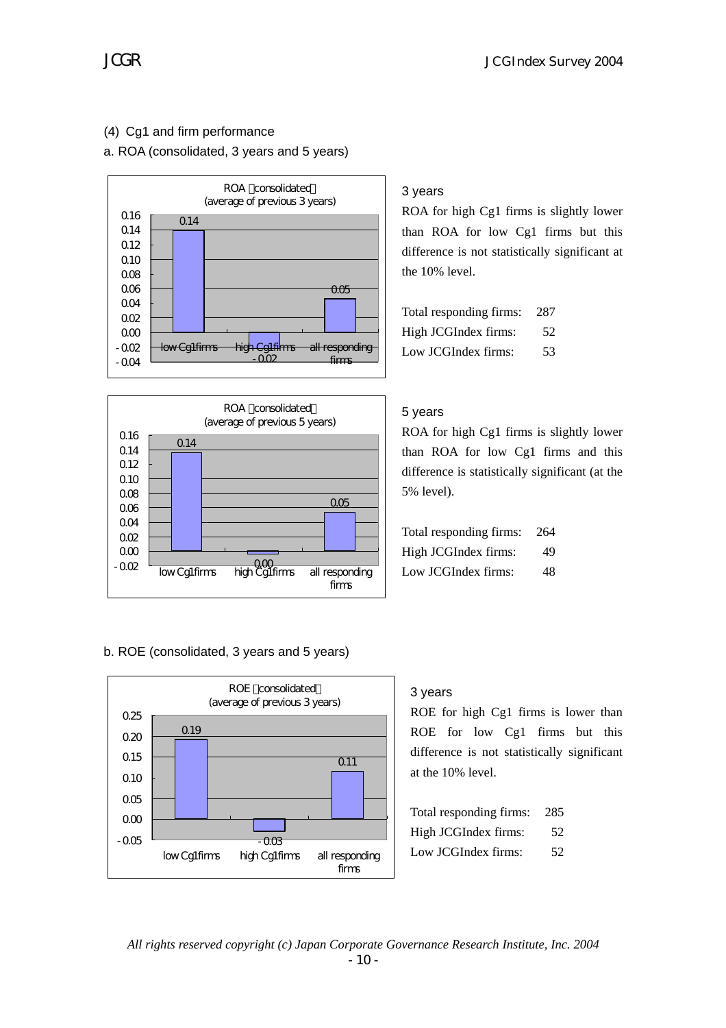(4) Cg1 and firm performance

a. ROA (consolidated, 3 years and 5 years)

ROA（consolidated）
(average of previous 3 years)

| | low Cg1firms | high Cg1firms | all responding firms |
|---|---|---|---|
| ROA | 0.14 | -0.02 | 0.05 |

### 3 years

ROA for high Cg1 firms is slightly lower than ROA for low Cg1 firms but this difference is not statistically significant at the 10% level.

| | |
|---|---|
| Total responding firms: | 287 |
| High JCGIndex firms: | 52 |
| Low JCGIndex firms: | 53 |

ROA（consolidated）
(average of previous 5 years)

| | low Cg1firms | high Cg1firms | all responding firms |
|---|---|---|---|
| ROA | 0.14 | 0.00 | 0.05 |

### 5 years

ROA for high Cg1 firms is slightly lower than ROA for low Cg1 firms and this difference is statistically significant (at the 5% level).

| | |
|---|---|
| Total responding firms: | 264 |
| High JCGIndex firms: | 49 |
| Low JCGIndex firms: | 48 |

b. ROE (consolidated, 3 years and 5 years)

ROE（consolidated）
(average of previous 3 years)

| | low Cg1firms | high Cg1firms | all responding firms |
|---|---|---|---|
| ROE | 0.19 | -0.03 | 0.11 |

### 3 years

ROE for high Cg1 firms is lower than ROE for low Cg1 firms but this difference is not statistically significant at the 10% level.

| | |
|---|---|
| Total responding firms: | 285 |
| High JCGIndex firms: | 52 |
| Low JCGIndex firms: | 52 |

*All rights reserved copyright (c) Japan Corporate Governance Research Institute, Inc. 2004*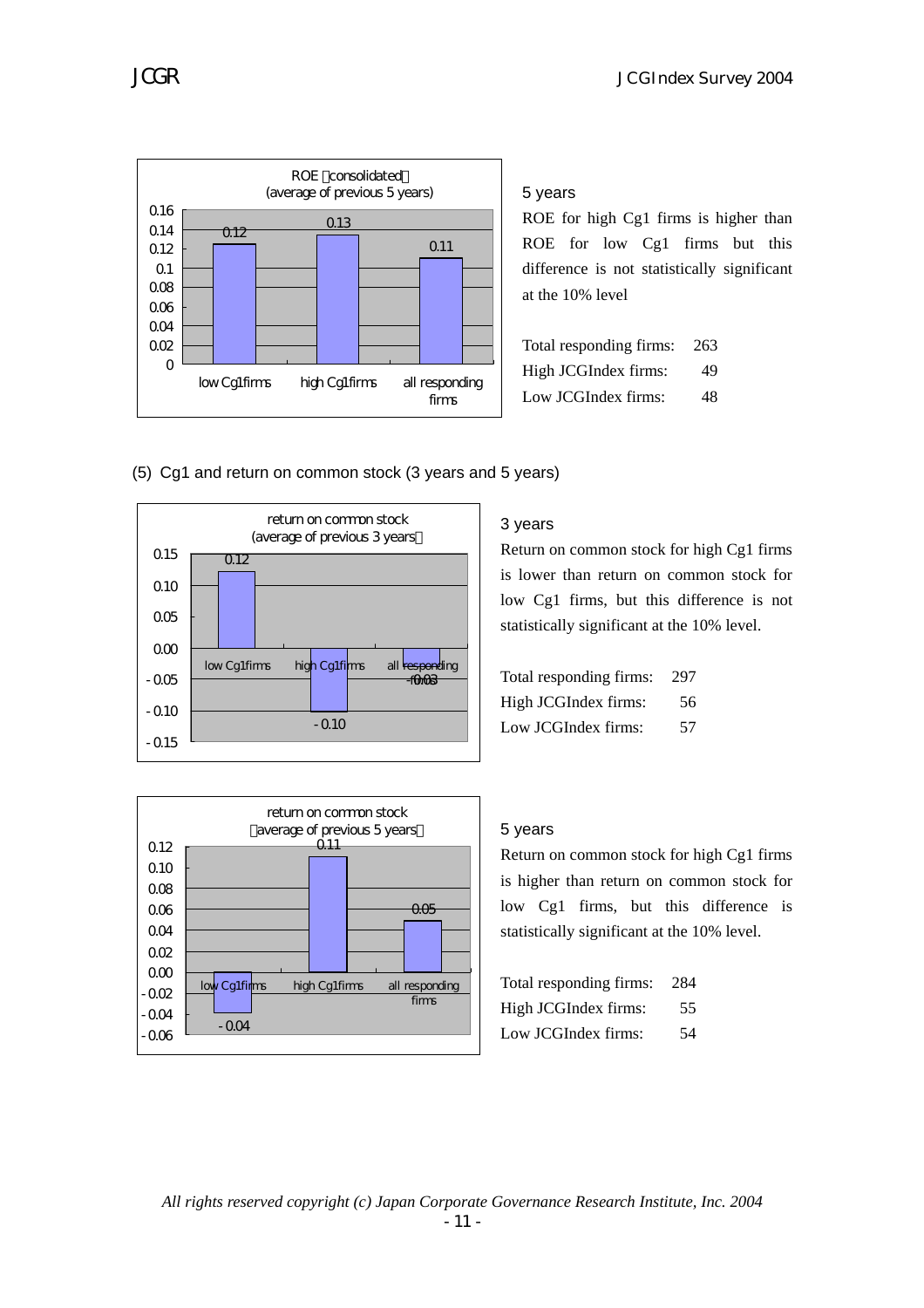ROE（consolidated）
(average of previous 5 years)

| | low Cg1 firms | high Cg1 firms | all responding firms |
|---|---|---|---|
| ROE | 0.12 | 0.13 | 0.11 |

5 years

ROE for high Cg1 firms is higher than ROE for low Cg1 firms but this difference is not statistically significant at the 10% level

| | |
|---|---|
| Total responding firms: | 263 |
| High JCGIndex firms: | 49 |
| Low JCGIndex firms: | 48 |

(5) Cg1 and return on common stock (3 years and 5 years)

return on common stock
(average of previous 3 years）

| | low Cg1 firms | high Cg1 firms | all responding firms |
|---|---|---|---|
| return on common stock | 0.12 | -0.10 | -0.03 |

3 years

Return on common stock for high Cg1 firms is lower than return on common stock for low Cg1 firms, but this difference is not statistically significant at the 10% level.

| | |
|---|---|
| Total responding firms: | 297 |
| High JCGIndex firms: | 56 |
| Low JCGIndex firms: | 57 |

return on common stock
（average of previous 5 years）

| | low Cg1 firms | high Cg1 firms | all responding firms |
|---|---|---|---|
| return on common stock | -0.04 | 0.11 | 0.05 |

5 years

Return on common stock for high Cg1 firms is higher than return on common stock for low Cg1 firms, but this difference is statistically significant at the 10% level.

| | |
|---|---|
| Total responding firms: | 284 |
| High JCGIndex firms: | 55 |
| Low JCGIndex firms: | 54 |

*All rights reserved copyright (c) Japan Corporate Governance Research Institute, Inc. 2004*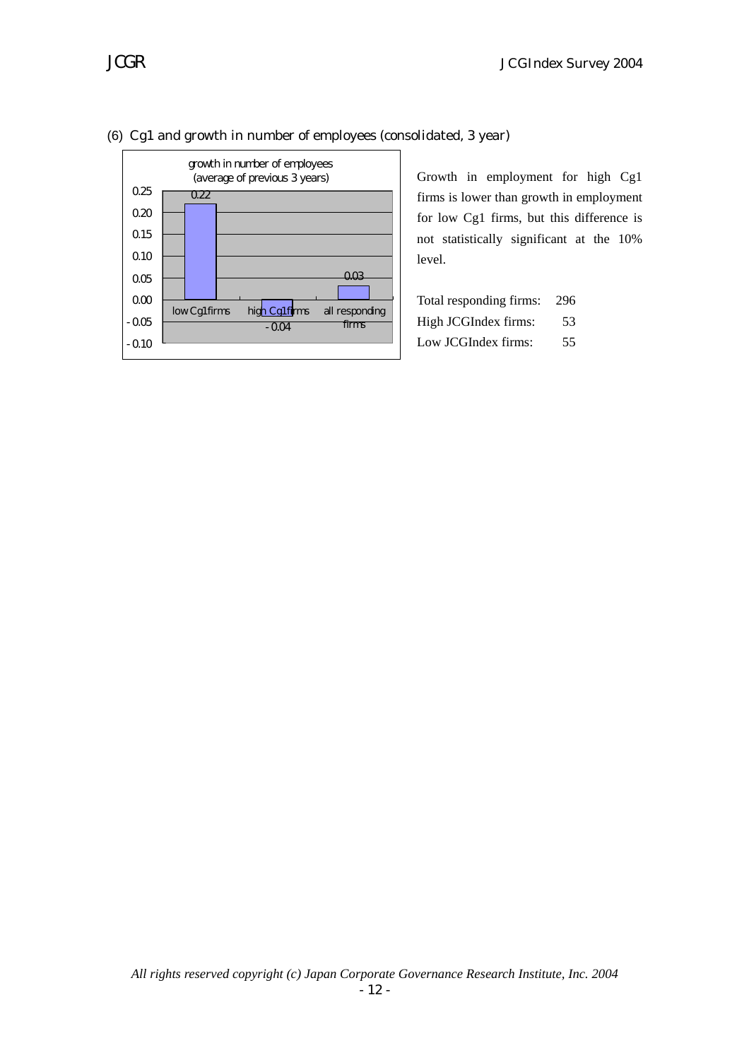### (6) Cg1 and growth in number of employees (consolidated, 3 year)

growth in number of employees (average of previous 3 years)

| | low Cg1 firms | high Cg1 firms | all responding firms |
|---|---|---|---|
| growth in number of employees | 0.22 | -0.04 | 0.03 |

Growth in employment for high Cg1 firms is lower than growth in employment for low Cg1 firms, but this difference is not statistically significant at the 10% level.

| | |
|---|---|
| Total responding firms: | 296 |
| High JCGIndex firms: | 53 |
| Low JCGIndex firms: | 55 |

*All rights reserved copyright (c) Japan Corporate Governance Research Institute, Inc. 2004*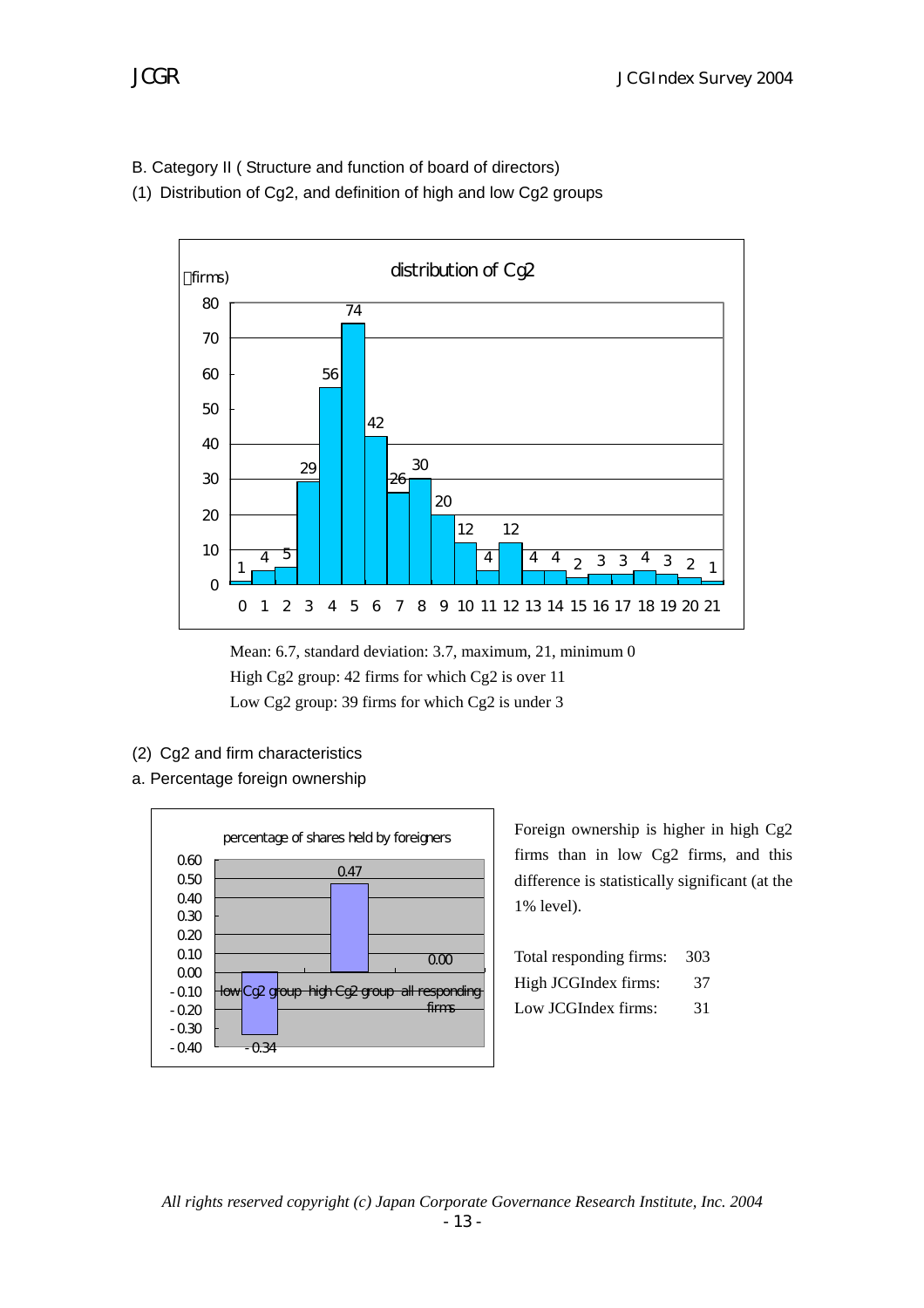B. Category II ( Structure and function of board of directors)

(1) Distribution of Cg2, and definition of high and low Cg2 groups

distribution of Cg2

| Cg2 | 0 | 1 | 2 | 3 | 4 | 5 | 6 | 7 | 8 | 9 | 10 | 11 | 12 | 13 | 14 | 15 | 16 | 17 | 18 | 19 | 20 | 21 |
|---|---|---|---|---|---|---|---|---|---|---|---|---|---|---|---|---|---|---|---|---|---|---|
| firms | 1 | 4 | 5 | 29 | 56 | 74 | 42 | 26 | 30 | 20 | 12 | 4 | 12 | 4 | 4 | 2 | 3 | 3 | 4 | 3 | 2 | 1 |

Mean: 6.7, standard deviation: 3.7, maximum, 21, minimum 0

High Cg2 group: 42 firms for which Cg2 is over 11

Low Cg2 group: 39 firms for which Cg2 is under 3

(2) Cg2 and firm characteristics

a. Percentage foreign ownership

percentage of shares held by foreigners

| | low Cg2 group | high Cg2 group | all responding firms |
|---|---|---|---|
| | -0.34 | 0.47 | 0.00 |

Foreign ownership is higher in high Cg2 firms than in low Cg2 firms, and this difference is statistically significant (at the 1% level).

| | |
|---|---|
| Total responding firms: | 303 |
| High JCGIndex firms: | 37 |
| Low JCGIndex firms: | 31 |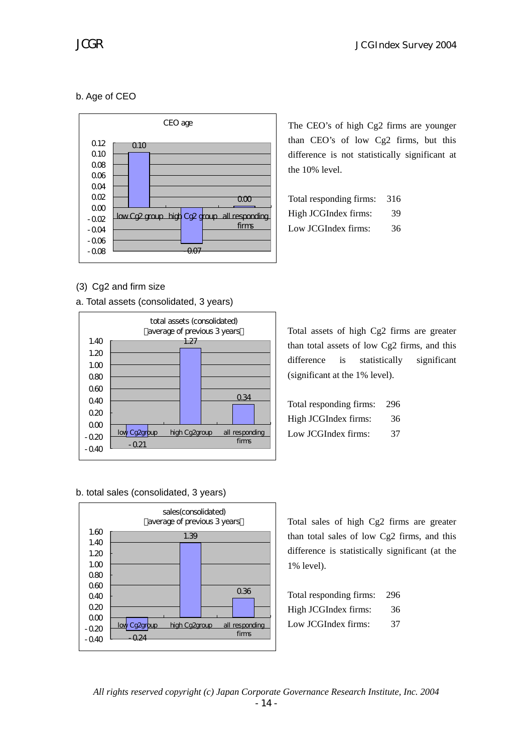b. Age of CEO

CEO age

| | low Cg2 group | high Cg2 group | all responding firms |
|---|---|---|---|
| CEO age | 0.10 | -0.07 | 0.00 |

The CEO's of high Cg2 firms are younger than CEO's of low Cg2 firms, but this difference is not statistically significant at the 10% level.

Total responding firms: 316
High JCGIndex firms: 39
Low JCGIndex firms: 36

(3) Cg2 and firm size

a. Total assets (consolidated, 3 years)

total assets (consolidated)
(average of previous 3 years)

| | low Cg2group | high Cg2group | all responding firms |
|---|---|---|---|
| total assets | -0.21 | 1.27 | 0.34 |

Total assets of high Cg2 firms are greater than total assets of low Cg2 firms, and this difference is statistically significant (significant at the 1% level).

Total responding firms: 296
High JCGIndex firms: 36
Low JCGIndex firms: 37

b. total sales (consolidated, 3 years)

sales(consolidated)
(average of previous 3 years)

| | low Cg2group | high Cg2group | all responding firms |
|---|---|---|---|
| sales | -0.24 | 1.39 | 0.36 |

Total sales of high Cg2 firms are greater than total sales of low Cg2 firms, and this difference is statistically significant (at the 1% level).

Total responding firms: 296
High JCGIndex firms: 36
Low JCGIndex firms: 37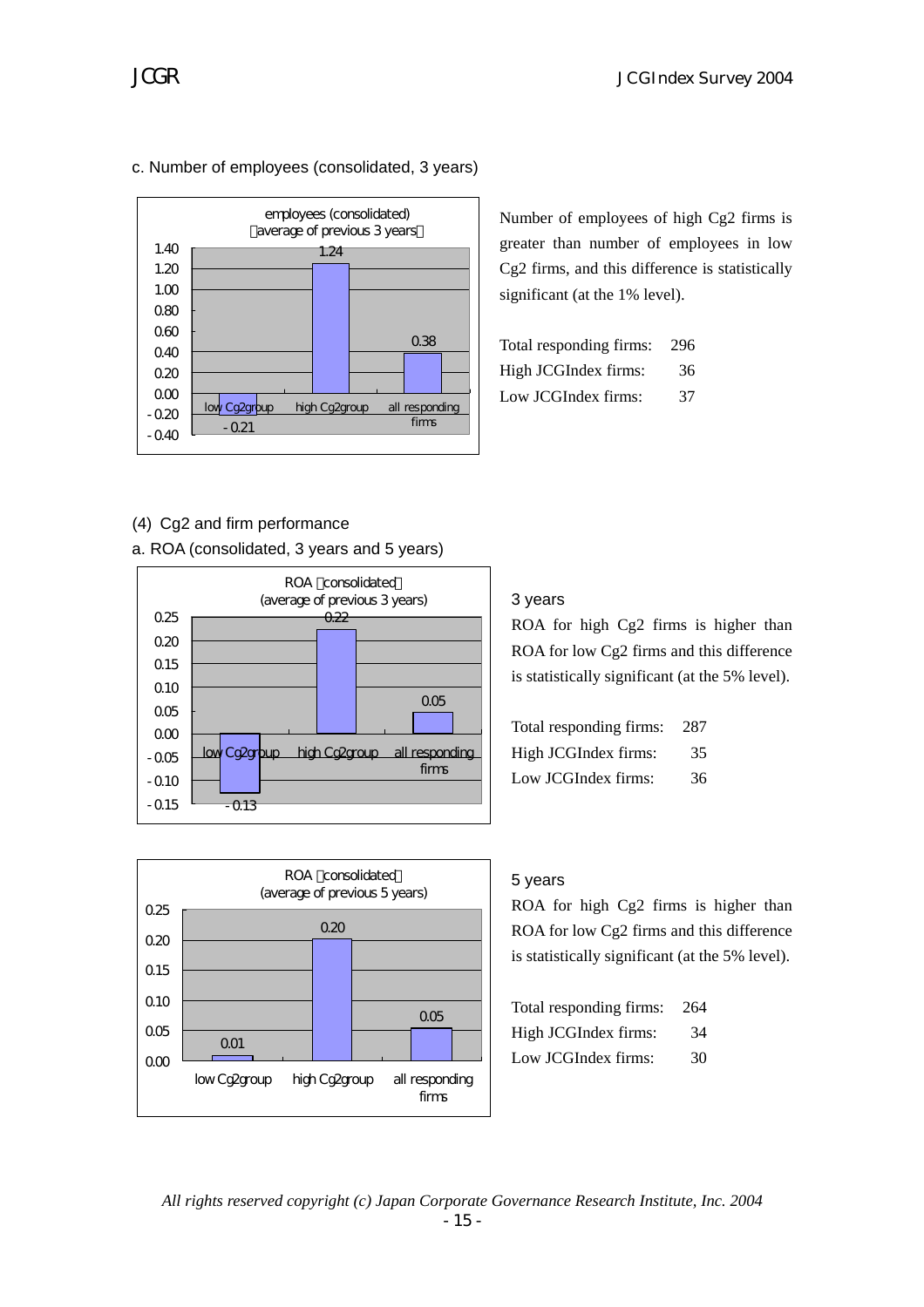c. Number of employees (consolidated, 3 years)

employees (consolidated)
（average of previous 3 years）

| | low Cg2group | high Cg2group | all responding firms |
|---|---|---|---|
| employees | -0.21 | 1.24 | 0.38 |

Number of employees of high Cg2 firms is greater than number of employees in low Cg2 firms, and this difference is statistically significant (at the 1% level).

Total responding firms: 296
High JCGIndex firms: 36
Low JCGIndex firms: 37

## (4) Cg2 and firm performance

a. ROA (consolidated, 3 years and 5 years)

ROA（consolidated）
(average of previous 3 years)

| | low Cg2group | high Cg2group | all responding firms |
|---|---|---|---|
| ROA | -0.13 | 0.22 | 0.05 |

3 years

ROA for high Cg2 firms is higher than ROA for low Cg2 firms and this difference is statistically significant (at the 5% level).

Total responding firms: 287
High JCGIndex firms: 35
Low JCGIndex firms: 36

ROA（consolidated）
(average of previous 5 years)

| | low Cg2group | high Cg2group | all responding firms |
|---|---|---|---|
| ROA | 0.01 | 0.20 | 0.05 |

5 years

ROA for high Cg2 firms is higher than ROA for low Cg2 firms and this difference is statistically significant (at the 5% level).

Total responding firms: 264
High JCGIndex firms: 34
Low JCGIndex firms: 30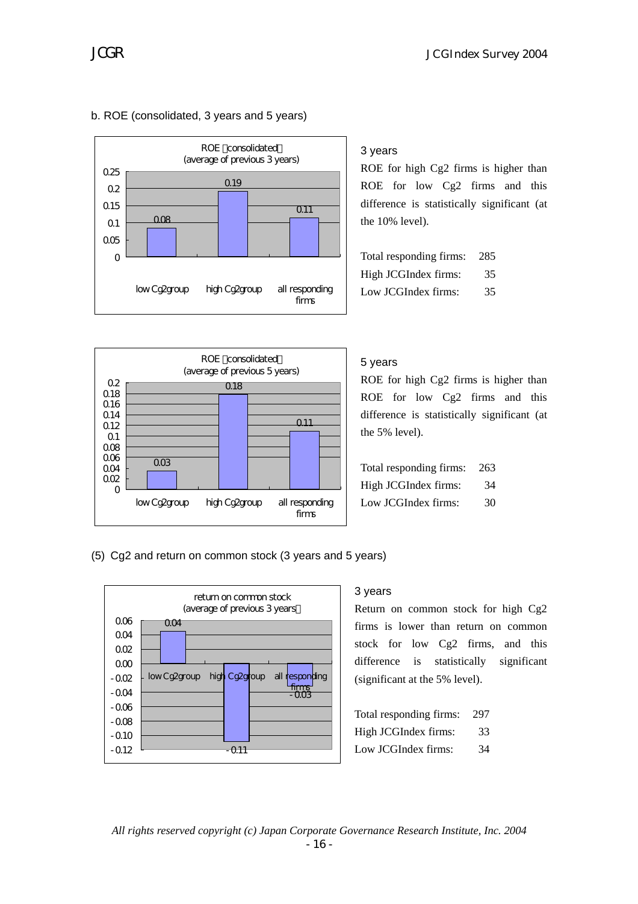b. ROE (consolidated, 3 years and 5 years)

ROE（consolidated）
(average of previous 3 years)

| | low Cg2 group | high Cg2 group | all responding firms |
|---|---|---|---|
| ROE | 0.08 | 0.19 | 0.11 |

3 years

ROE for high Cg2 firms is higher than ROE for low Cg2 firms and this difference is statistically significant (at the 10% level).

| | |
|---|---|
| Total responding firms: | 285 |
| High JCGIndex firms: | 35 |
| Low JCGIndex firms: | 35 |

ROE（consolidated）
(average of previous 5 years)

| | low Cg2 group | high Cg2 group | all responding firms |
|---|---|---|---|
| ROE | 0.03 | 0.18 | 0.11 |

5 years

ROE for high Cg2 firms is higher than ROE for low Cg2 firms and this difference is statistically significant (at the 5% level).

| | |
|---|---|
| Total responding firms: | 263 |
| High JCGIndex firms: | 34 |
| Low JCGIndex firms: | 30 |

(5) Cg2 and return on common stock (3 years and 5 years)

return on common stock
(average of previous 3 years）

| | low Cg2 group | high Cg2 group | all responding firms |
|---|---|---|---|
| return on common stock | 0.04 | -0.11 | -0.03 |

3 years

Return on common stock for high Cg2 firms is lower than return on common stock for low Cg2 firms, and this difference is statistically significant (significant at the 5% level).

| | |
|---|---|
| Total responding firms: | 297 |
| High JCGIndex firms: | 33 |
| Low JCGIndex firms: | 34 |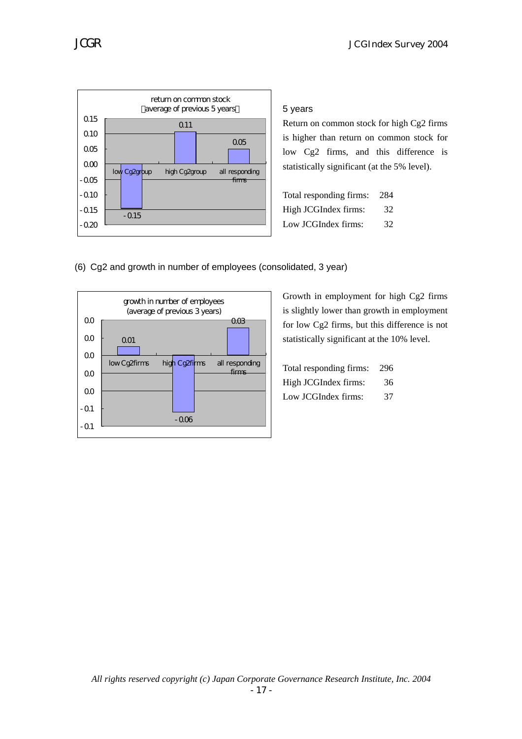return on common stock
(average of previous 5 years)

| | low Cg2group | high Cg2group | all responding firms |
|---|---|---|---|
| return on common stock | -0.15 | 0.11 | 0.05 |

5 years

Return on common stock for high Cg2 firms is higher than return on common stock for low Cg2 firms, and this difference is statistically significant (at the 5% level).

| | |
|---|---|
| Total responding firms: | 284 |
| High JCGIndex firms: | 32 |
| Low JCGIndex firms: | 32 |

(6) Cg2 and growth in number of employees (consolidated, 3 year)

growth in number of employees
(average of previous 3 years)

| | low Cg2firms | high Cg2firms | all responding firms |
|---|---|---|---|
| growth in number of employees | 0.01 | -0.06 | 0.03 |

Growth in employment for high Cg2 firms is slightly lower than growth in employment for low Cg2 firms, but this difference is not statistically significant at the 10% level.

| | |
|---|---|
| Total responding firms: | 296 |
| High JCGIndex firms: | 36 |
| Low JCGIndex firms: | 37 |

*All rights reserved copyright (c) Japan Corporate Governance Research Institute, Inc. 2004*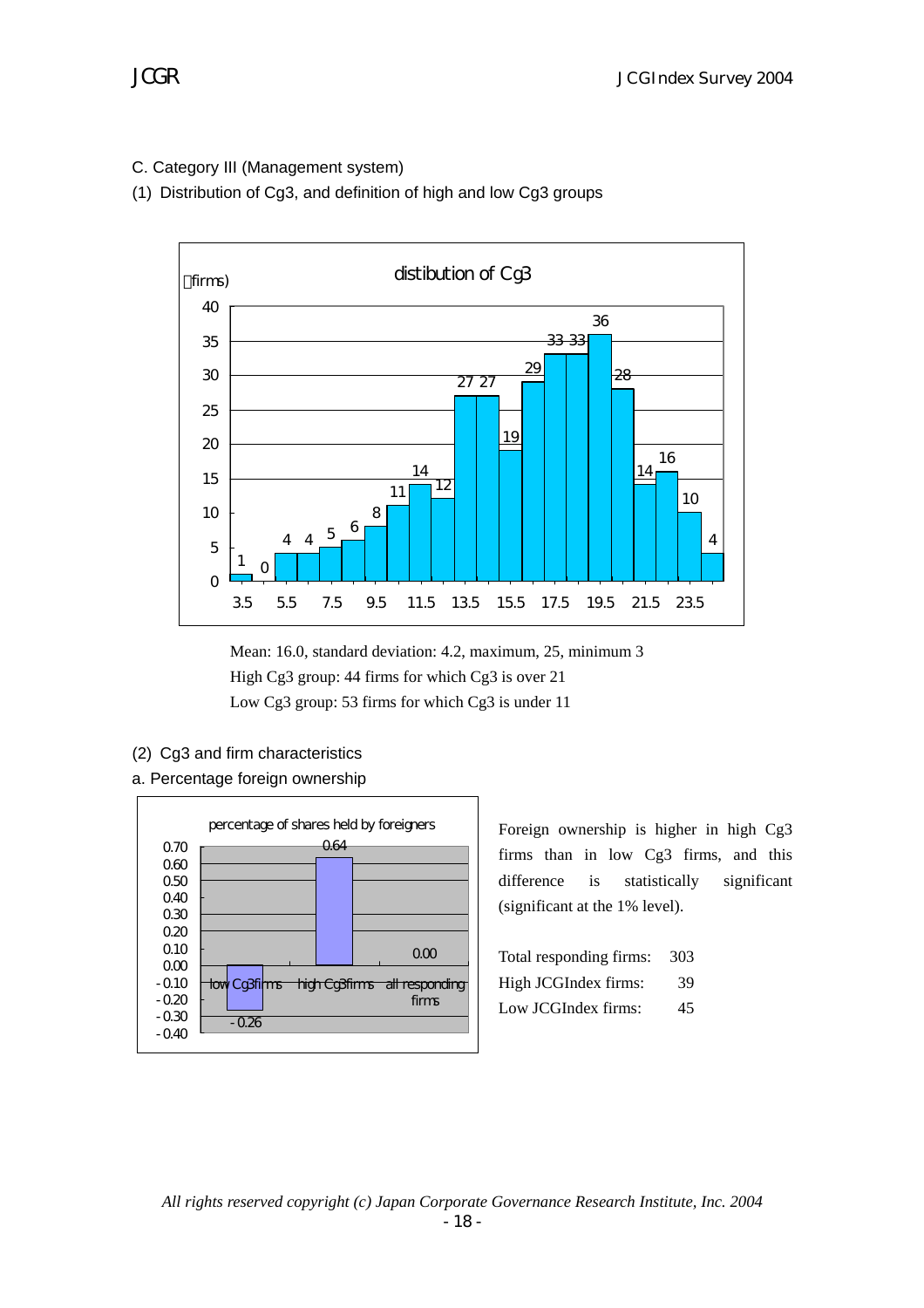C. Category III (Management system)

(1) Distribution of Cg3, and definition of high and low Cg3 groups

distibution of Cg3

| (firms) | 3.5 | | 5.5 | | 7.5 | | 9.5 | | 11.5 | | 13.5 | | 15.5 | | 17.5 | | 19.5 | | 21.5 | | 23.5 | |
|---|---|---|---|---|---|---|---|---|---|---|---|---|---|---|---|---|---|---|---|---|---|---|
| | 1 | 0 | 4 | 4 | 5 | 6 | 8 | 11 | 14 | 12 | 27 | 27 | 19 | 29 | 33 | 33 | 36 | 28 | 14 | 16 | 10 | 4 |

Mean: 16.0, standard deviation: 4.2, maximum, 25, minimum 3

High Cg3 group: 44 firms for which Cg3 is over 21

Low Cg3 group: 53 firms for which Cg3 is under 11

(2) Cg3 and firm characteristics

a. Percentage foreign ownership

percentage of shares held by foreigners

| low Cg3firms | high Cg3firms | all responding firms |
|---|---|---|
| -0.26 | 0.64 | 0.00 |

Foreign ownership is higher in high Cg3 firms than in low Cg3 firms, and this difference is statistically significant (significant at the 1% level).

| | |
|---|---|
| Total responding firms: | 303 |
| High JCGIndex firms: | 39 |
| Low JCGIndex firms: | 45 |

*All rights reserved copyright (c) Japan Corporate Governance Research Institute, Inc. 2004*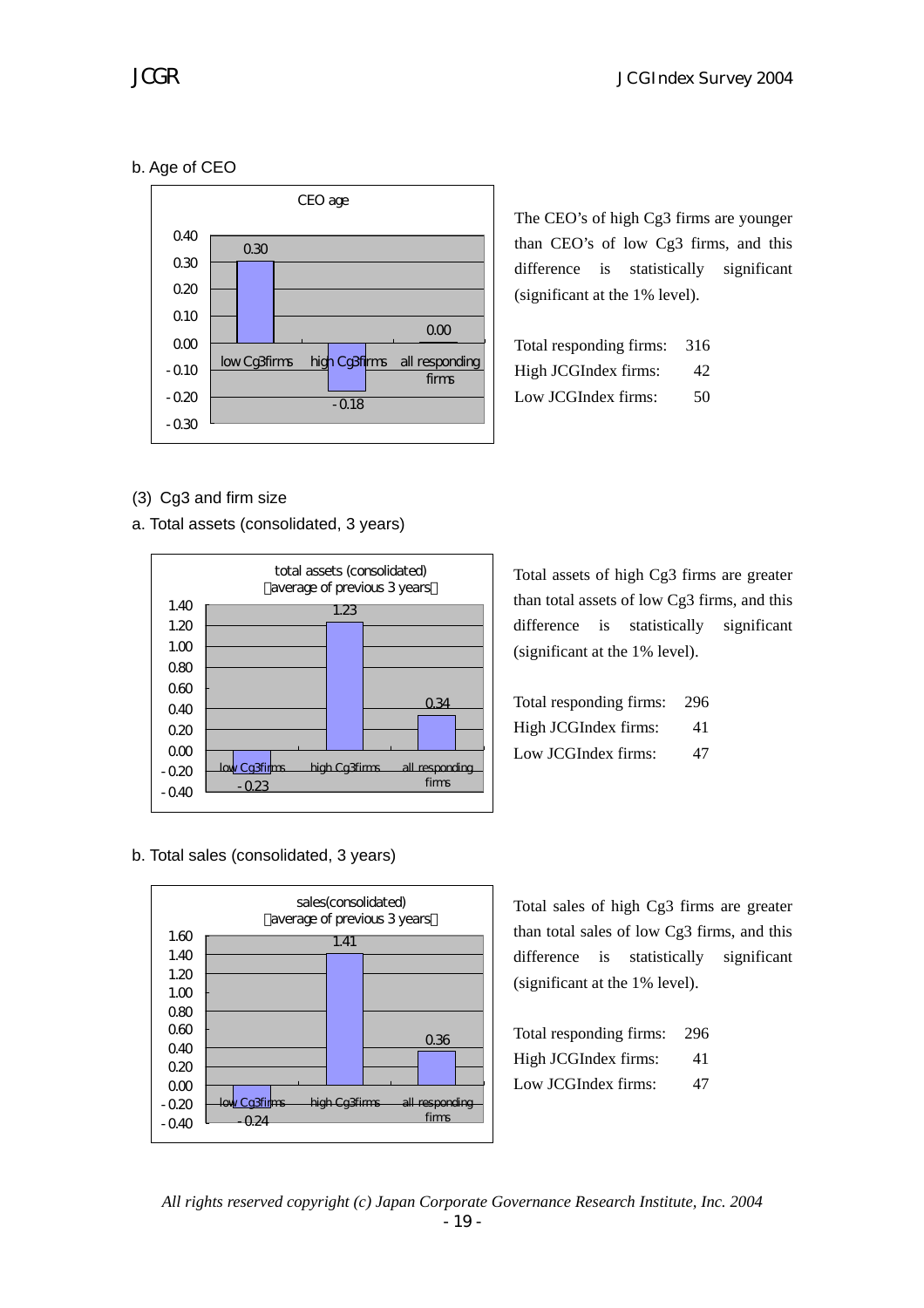b. Age of CEO

CEO age

| | low Cg3firms | high Cg3firms | all responding firms |
|---|---|---|---|
| CEO age | 0.30 | -0.18 | 0.00 |

The CEO's of high Cg3 firms are younger than CEO's of low Cg3 firms, and this difference is statistically significant (significant at the 1% level).

| | |
|---|---|
| Total responding firms: | 316 |
| High JCGIndex firms: | 42 |
| Low JCGIndex firms: | 50 |

(3) Cg3 and firm size

a. Total assets (consolidated, 3 years)

total assets (consolidated) （average of previous 3 years）

| | low Cg3firms | high Cg3firms | all responding firms |
|---|---|---|---|
| total assets | -0.23 | 1.23 | 0.34 |

Total assets of high Cg3 firms are greater than total assets of low Cg3 firms, and this difference is statistically significant (significant at the 1% level).

| | |
|---|---|
| Total responding firms: | 296 |
| High JCGIndex firms: | 41 |
| Low JCGIndex firms: | 47 |

b. Total sales (consolidated, 3 years)

sales(consolidated) （average of previous 3 years）

| | low Cg3firms | high Cg3firms | all responding firms |
|---|---|---|---|
| sales | -0.24 | 1.41 | 0.36 |

Total sales of high Cg3 firms are greater than total sales of low Cg3 firms, and this difference is statistically significant (significant at the 1% level).

| | |
|---|---|
| Total responding firms: | 296 |
| High JCGIndex firms: | 41 |
| Low JCGIndex firms: | 47 |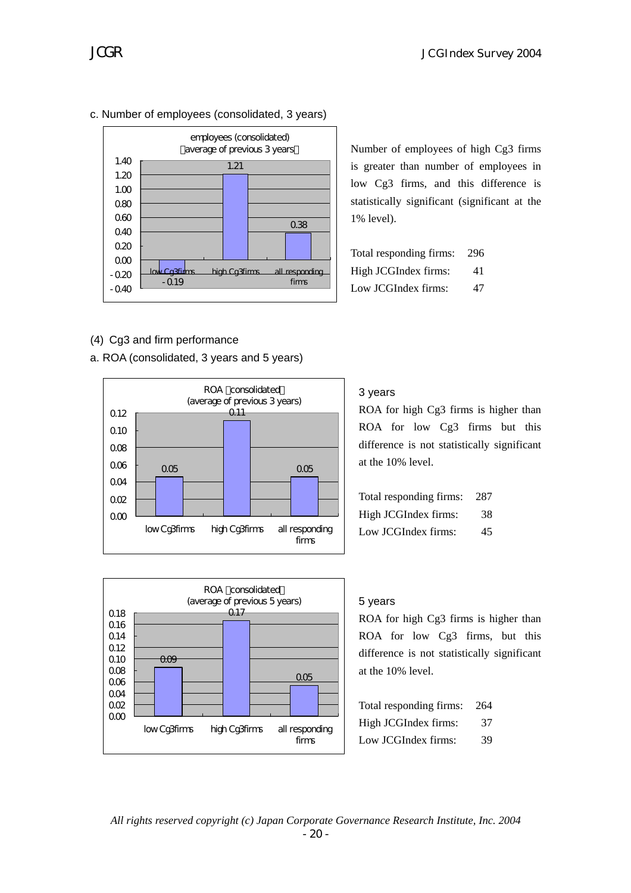c. Number of employees (consolidated, 3 years)

employees (consolidated) (average of previous 3 years)

| | low Cg3 firms | high Cg3 firms | all responding firms |
|---|---|---|---|
| employees | -0.19 | 1.21 | 0.38 |

Number of employees of high Cg3 firms is greater than number of employees in low Cg3 firms, and this difference is statistically significant (significant at the 1% level).

| | |
|---|---|
| Total responding firms: | 296 |
| High JCGIndex firms: | 41 |
| Low JCGIndex firms: | 47 |

(4) Cg3 and firm performance

a. ROA (consolidated, 3 years and 5 years)

ROA (consolidated) (average of previous 3 years)

| | low Cg3 firms | high Cg3 firms | all responding firms |
|---|---|---|---|
| ROA | 0.05 | 0.11 | 0.05 |

3 years

ROA for high Cg3 firms is higher than ROA for low Cg3 firms but this difference is not statistically significant at the 10% level.

| | |
|---|---|
| Total responding firms: | 287 |
| High JCGIndex firms: | 38 |
| Low JCGIndex firms: | 45 |

ROA (consolidated) (average of previous 5 years)

| | low Cg3 firms | high Cg3 firms | all responding firms |
|---|---|---|---|
| ROA | 0.09 | 0.17 | 0.05 |

5 years

ROA for high Cg3 firms is higher than ROA for low Cg3 firms, but this difference is not statistically significant at the 10% level.

| | |
|---|---|
| Total responding firms: | 264 |
| High JCGIndex firms: | 37 |
| Low JCGIndex firms: | 39 |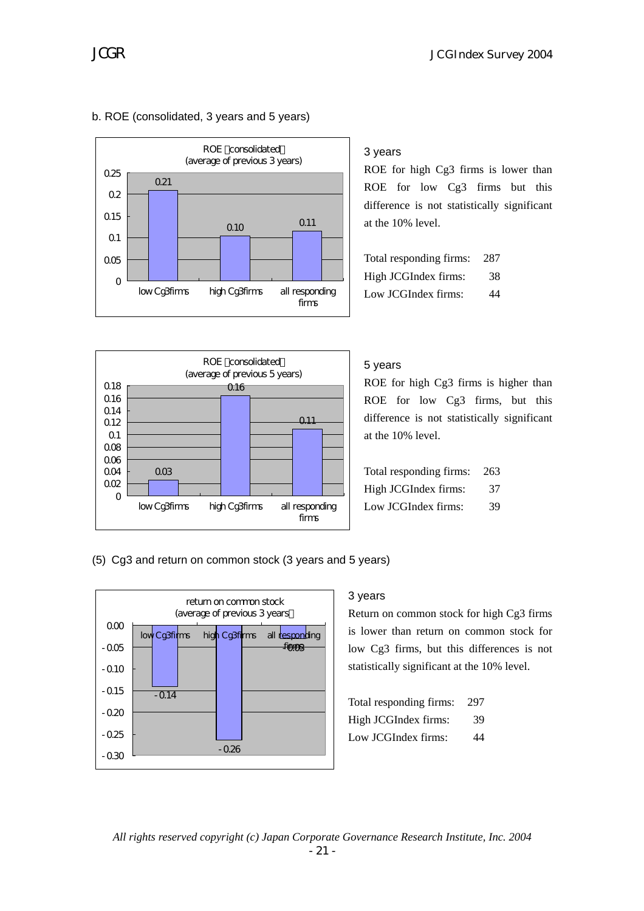b. ROE (consolidated, 3 years and 5 years)

ROE（consolidated）
(average of previous 3 years)

| | low Cg3 firms | high Cg3 firms | all responding firms |
|---|---|---|---|
| ROE | 0.21 | 0.10 | 0.11 |

3 years

ROE for high Cg3 firms is lower than ROE for low Cg3 firms but this difference is not statistically significant at the 10% level.

| | |
|---|---|
| Total responding firms: | 287 |
| High JCGIndex firms: | 38 |
| Low JCGIndex firms: | 44 |

ROE（consolidated）
(average of previous 5 years)

| | low Cg3 firms | high Cg3 firms | all responding firms |
|---|---|---|---|
| ROE | 0.03 | 0.16 | 0.11 |

5 years

ROE for high Cg3 firms is higher than ROE for low Cg3 firms, but this difference is not statistically significant at the 10% level.

| | |
|---|---|
| Total responding firms: | 263 |
| High JCGIndex firms: | 37 |
| Low JCGIndex firms: | 39 |

(5) Cg3 and return on common stock (3 years and 5 years)

return on common stock
(average of previous 3 years）

| | low Cg3 firms | high Cg3 firms | all responding firms |
|---|---|---|---|
| return on common stock | -0.14 | -0.26 | -0.03 |

3 years

Return on common stock for high Cg3 firms is lower than return on common stock for low Cg3 firms, but this differences is not statistically significant at the 10% level.

| | |
|---|---|
| Total responding firms: | 297 |
| High JCGIndex firms: | 39 |
| Low JCGIndex firms: | 44 |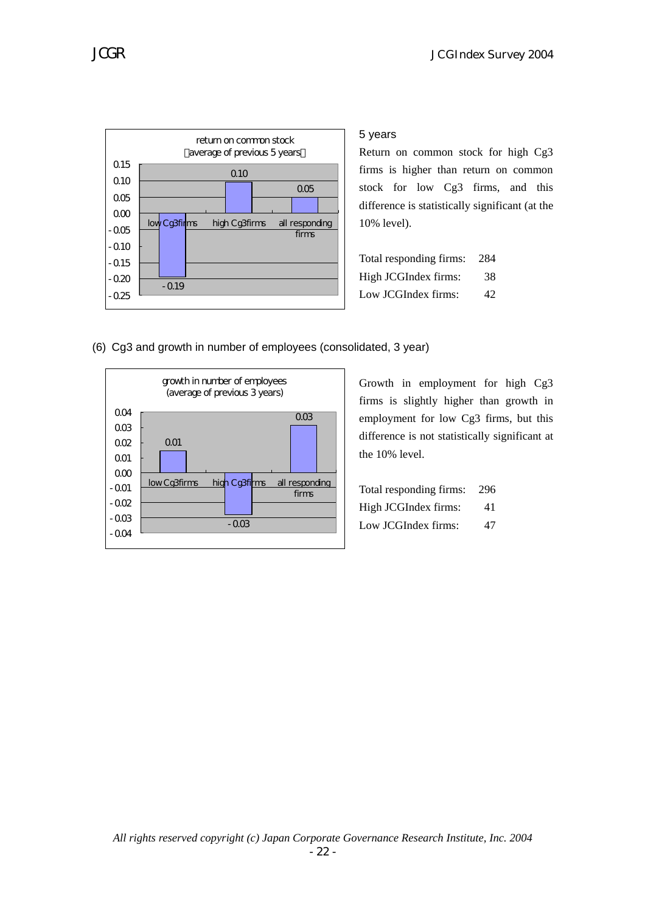**return on common stock (average of previous 5 years)**

| | low Cg3 firms | high Cg3 firms | all responding firms |
|---|---|---|---|
| return on common stock | -0.19 | 0.10 | 0.05 |

5 years

Return on common stock for high Cg3 firms is higher than return on common stock for low Cg3 firms, and this difference is statistically significant (at the 10% level).

| | |
|---|---|
| Total responding firms: | 284 |
| High JCGIndex firms: | 38 |
| Low JCGIndex firms: | 42 |

(6) Cg3 and growth in number of employees (consolidated, 3 year)

**growth in number of employees (average of previous 3 years)**

| | low Cg3 firms | high Cg3 firms | all responding firms |
|---|---|---|---|
| growth in number of employees | 0.01 | -0.03 | 0.03 |

Growth in employment for high Cg3 firms is slightly higher than growth in employment for low Cg3 firms, but this difference is not statistically significant at the 10% level.

| | |
|---|---|
| Total responding firms: | 296 |
| High JCGIndex firms: | 41 |
| Low JCGIndex firms: | 47 |

*All rights reserved copyright (c) Japan Corporate Governance Research Institute, Inc. 2004*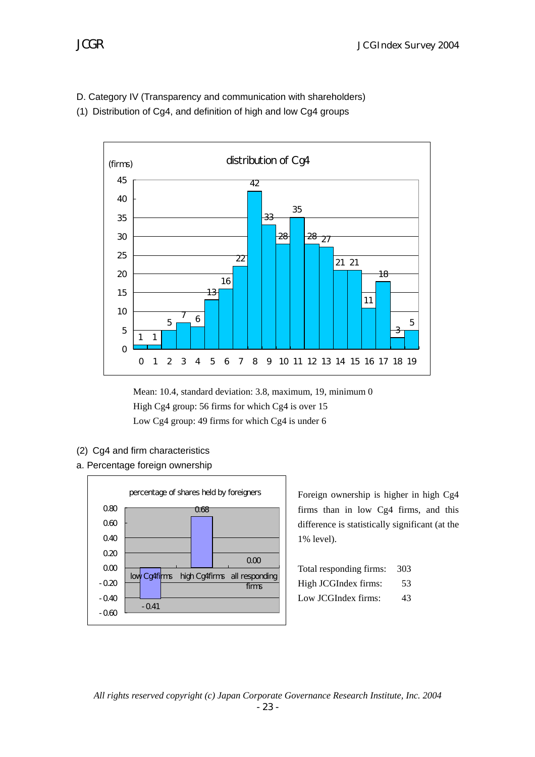D. Category IV (Transparency and communication with shareholders)

(1) Distribution of Cg4, and definition of high and low Cg4 groups

Mean: 10.4, standard deviation: 3.8, maximum, 19, minimum 0

High Cg4 group: 56 firms for which Cg4 is over 15

Low Cg4 group: 49 firms for which Cg4 is under 6

(2) Cg4 and firm characteristics

a. Percentage foreign ownership

Foreign ownership is higher in high Cg4 firms than in low Cg4 firms, and this difference is statistically significant (at the 1% level).

| | |
|---|---|
| Total responding firms: | 303 |
| High JCGIndex firms: | 53 |
| Low JCGIndex firms: | 43 |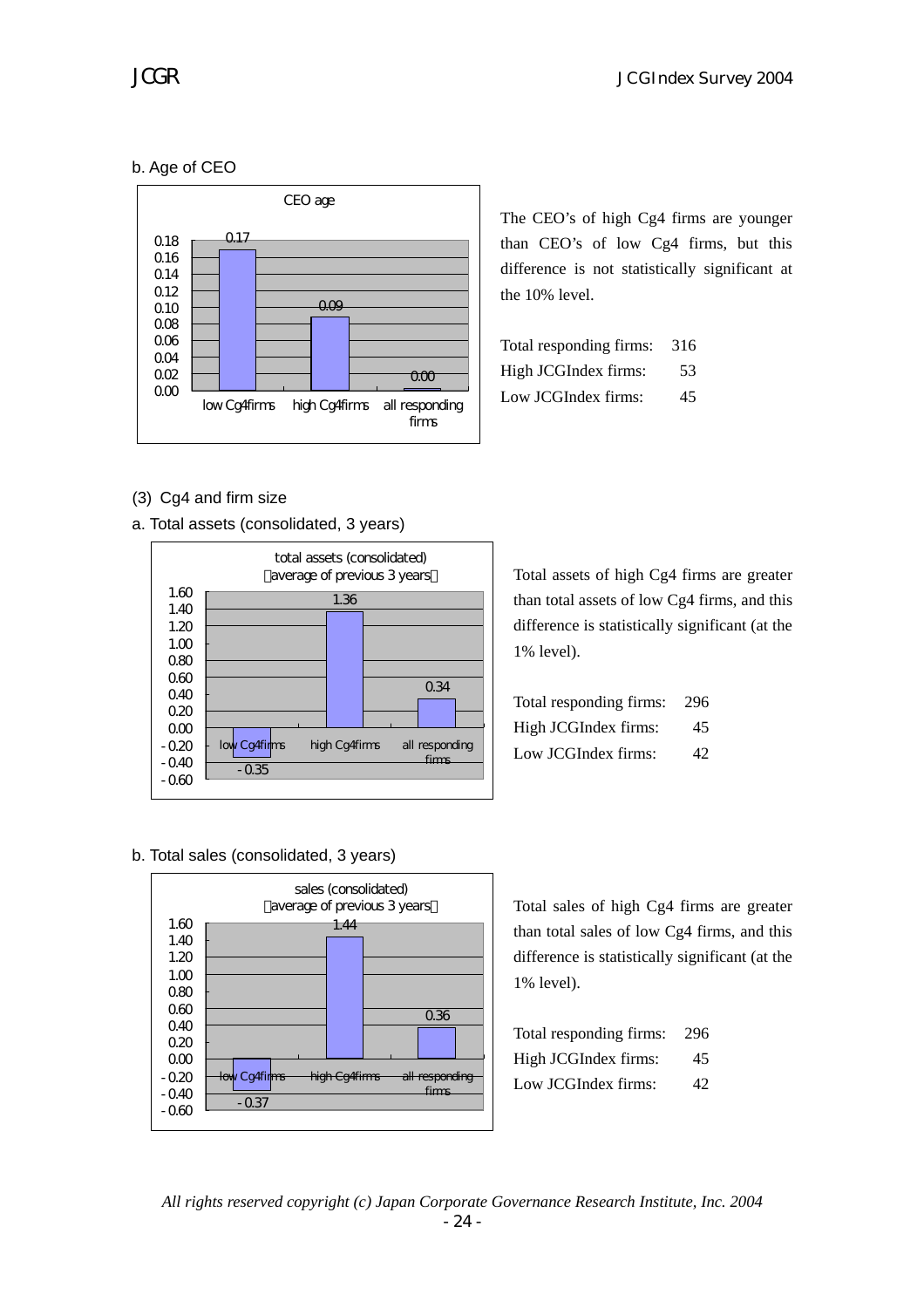b. Age of CEO

CEO age

| | low Cg4firms | high Cg4firms | all responding firms |
|---|---|---|---|
| CEO age | 0.17 | 0.09 | 0.00 |

The CEO's of high Cg4 firms are younger than CEO's of low Cg4 firms, but this difference is not statistically significant at the 10% level.

| | |
|---|---|
| Total responding firms: | 316 |
| High JCGIndex firms: | 53 |
| Low JCGIndex firms: | 45 |

(3) Cg4 and firm size

a. Total assets (consolidated, 3 years)

total assets (consolidated) (average of previous 3 years)

| | low Cg4firms | high Cg4firms | all responding firms |
|---|---|---|---|
| total assets | -0.35 | 1.36 | 0.34 |

Total assets of high Cg4 firms are greater than total assets of low Cg4 firms, and this difference is statistically significant (at the 1% level).

| | |
|---|---|
| Total responding firms: | 296 |
| High JCGIndex firms: | 45 |
| Low JCGIndex firms: | 42 |

b. Total sales (consolidated, 3 years)

sales (consolidated) (average of previous 3 years)

| | low Cg4firms | high Cg4firms | all responding firms |
|---|---|---|---|
| sales | -0.37 | 1.44 | 0.36 |

Total sales of high Cg4 firms are greater than total sales of low Cg4 firms, and this difference is statistically significant (at the 1% level).

| | |
|---|---|
| Total responding firms: | 296 |
| High JCGIndex firms: | 45 |
| Low JCGIndex firms: | 42 |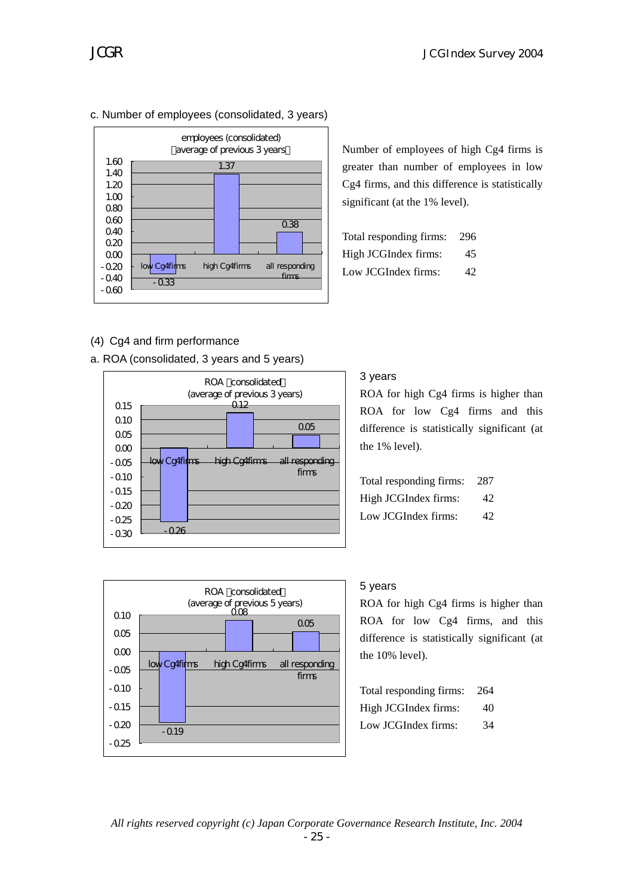c. Number of employees (consolidated, 3 years)

employees (consolidated) (average of previous 3 years)

| | low Cg4 firms | high Cg4 firms | all responding firms |
|---|---|---|---|
| employees (consolidated) | -0.33 | 1.37 | 0.38 |

Number of employees of high Cg4 firms is greater than number of employees in low Cg4 firms, and this difference is statistically significant (at the 1% level).

| | |
|---|---|
| Total responding firms: | 296 |
| High JCGIndex firms: | 45 |
| Low JCGIndex firms: | 42 |

(4) Cg4 and firm performance

a. ROA (consolidated, 3 years and 5 years)

ROA (consolidated) (average of previous 3 years)

| | low Cg4 firms | high Cg4 firms | all responding firms |
|---|---|---|---|
| ROA (consolidated) | -0.26 | 0.12 | 0.05 |

3 years

ROA for high Cg4 firms is higher than ROA for low Cg4 firms and this difference is statistically significant (at the 1% level).

| | |
|---|---|
| Total responding firms: | 287 |
| High JCGIndex firms: | 42 |
| Low JCGIndex firms: | 42 |

ROA (consolidated) (average of previous 5 years)

| | low Cg4 firms | high Cg4 firms | all responding firms |
|---|---|---|---|
| ROA (consolidated) | -0.19 | 0.08 | 0.05 |

5 years

ROA for high Cg4 firms is higher than ROA for low Cg4 firms, and this difference is statistically significant (at the 10% level).

| | |
|---|---|
| Total responding firms: | 264 |
| High JCGIndex firms: | 40 |
| Low JCGIndex firms: | 34 |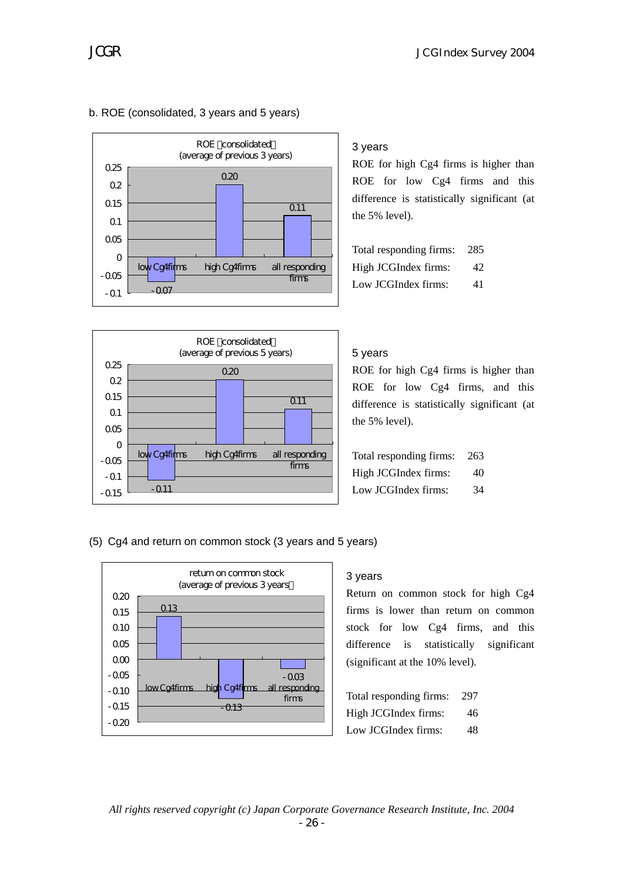b. ROE (consolidated, 3 years and 5 years)

ROE（consolidated）
(average of previous 3 years)

| | low Cg4firms | high Cg4firms | all responding firms |
|---|---|---|---|
| ROE | -0.07 | 0.20 | 0.11 |

3 years

ROE for high Cg4 firms is higher than ROE for low Cg4 firms and this difference is statistically significant (at the 5% level).

| | |
|---|---|
| Total responding firms: | 285 |
| High JCGIndex firms: | 42 |
| Low JCGIndex firms: | 41 |

ROE（consolidated）
(average of previous 5 years)

| | low Cg4firms | high Cg4firms | all responding firms |
|---|---|---|---|
| ROE | -0.11 | 0.20 | 0.11 |

5 years

ROE for high Cg4 firms is higher than ROE for low Cg4 firms, and this difference is statistically significant (at the 5% level).

| | |
|---|---|
| Total responding firms: | 263 |
| High JCGIndex firms: | 40 |
| Low JCGIndex firms: | 34 |

(5) Cg4 and return on common stock (3 years and 5 years)

return on common stock
(average of previous 3 years）

| | low Cg4firms | high Cg4firms | all responding firms |
|---|---|---|---|
| return on common stock | 0.13 | -0.13 | -0.03 |

3 years

Return on common stock for high Cg4 firms is lower than return on common stock for low Cg4 firms, and this difference is statistically significant (significant at the 10% level).

| | |
|---|---|
| Total responding firms: | 297 |
| High JCGIndex firms: | 46 |
| Low JCGIndex firms: | 48 |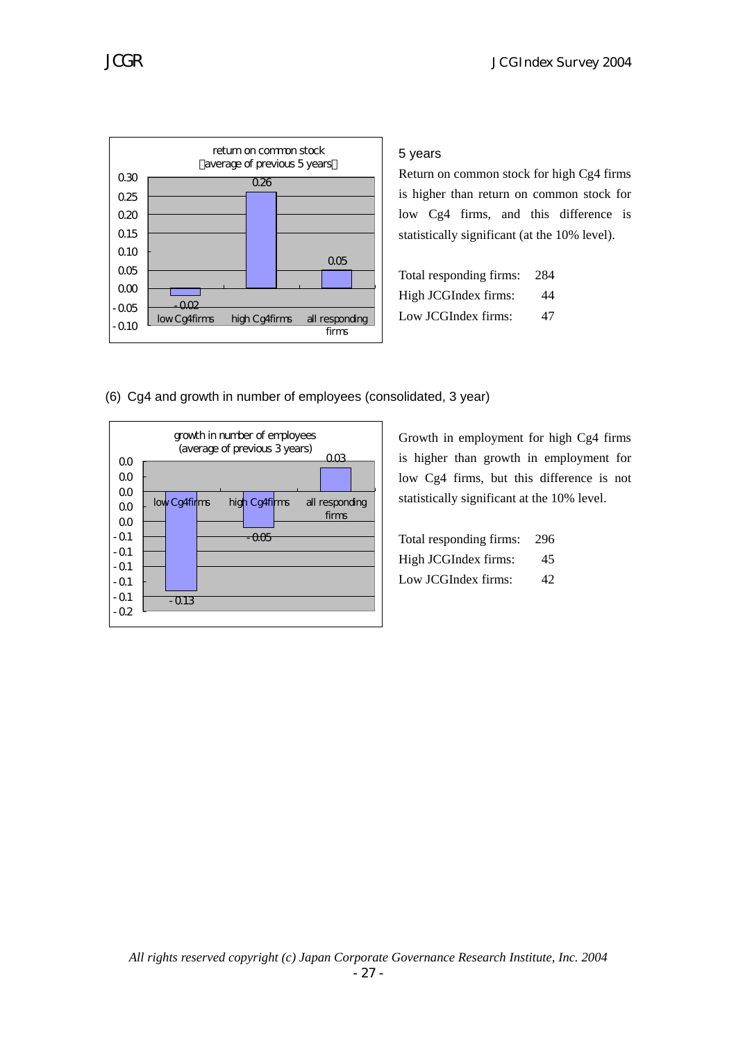**return on common stock (average of previous 5 years)**

| | low Cg4firms | high Cg4firms | all responding firms |
|---|---|---|---|
| return on common stock | -0.02 | 0.26 | 0.05 |

5 years

Return on common stock for high Cg4 firms is higher than return on common stock for low Cg4 firms, and this difference is statistically significant (at the 10% level).

| | |
|---|---|
| Total responding firms: | 284 |
| High JCGIndex firms: | 44 |
| Low JCGIndex firms: | 47 |

(6) Cg4 and growth in number of employees (consolidated, 3 year)

**growth in number of employees (average of previous 3 years)**

| | low Cg4firms | high Cg4firms | all responding firms |
|---|---|---|---|
| growth in number of employees | -0.13 | -0.05 | 0.03 |

Growth in employment for high Cg4 firms is higher than growth in employment for low Cg4 firms, but this difference is not statistically significant at the 10% level.

| | |
|---|---|
| Total responding firms: | 296 |
| High JCGIndex firms: | 45 |
| Low JCGIndex firms: | 42 |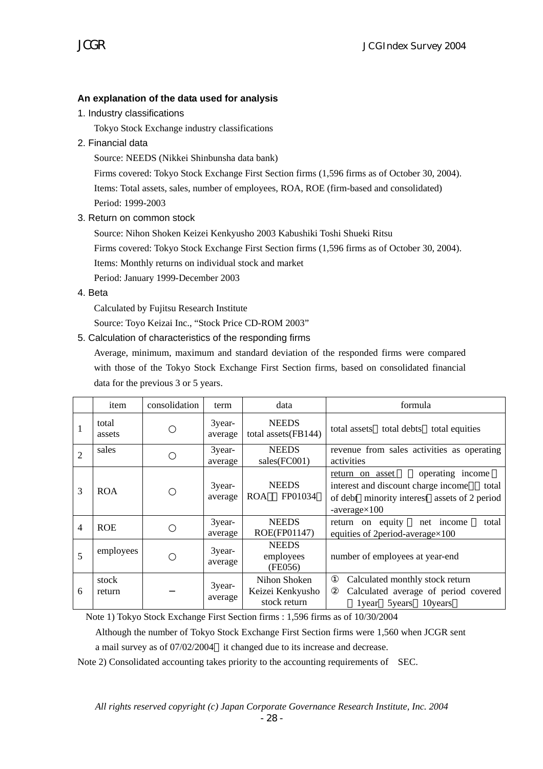**An explanation of the data used for analysis**

1. Industry classifications

   Tokyo Stock Exchange industry classifications

2. Financial data

   Source: NEEDS (Nikkei Shinbunsha data bank)

   Firms covered: Tokyo Stock Exchange First Section firms (1,596 firms as of October 30, 2004).

   Items: Total assets, sales, number of employees, ROA, ROE (firm-based and consolidated)

   Period: 1999-2003

3. Return on common stock

   Source: Nihon Shoken Keizei Kenkyusho 2003 Kabushiki Toshi Shueki Ritsu

   Firms covered: Tokyo Stock Exchange First Section firms (1,596 firms as of October 30, 2004).

   Items: Monthly returns on individual stock and market

   Period: January 1999-December 2003

4. Beta

   Calculated by Fujitsu Research Institute

   Source: Toyo Keizai Inc., "Stock Price CD-ROM 2003"

5. Calculation of characteristics of the responding firms

   Average, minimum, maximum and standard deviation of the responded firms were compared with those of the Tokyo Stock Exchange First Section firms, based on consolidated financial data for the previous 3 or 5 years.

| | item | consolidation | term | data | formula |
|---|---|---|---|---|---|
| 1 | total assets | ○ | 3year-average | NEEDS total assets(FB144) | total assets＝total debts＋total equities |
| 2 | sales | ○ | 3year-average | NEEDS sales(FC001) | revenue from sales activities as operating activities |
| 3 | ROA | ○ | 3year-average | NEEDS ROA（FP01034） | return on asset ＝（operating income＋interest and discount charge income）／total of debt＋minority interest＋assets of 2 period -average×100 |
| 4 | ROE | ○ | 3year-average | NEEDS ROE(FP01147) | return on equity ＝ net income ／ total equities of 2period-average×100 |
| 5 | employees | ○ | 3year-average | NEEDS employees (FE056) | number of employees at year-end |
| 6 | stock return | － | 3year-average | Nihon Shoken Keizei Kenkyusho stock return | ① Calculated monthly stock return ② Calculated average of period covered （1year，5years，10years） |

Note 1) Tokyo Stock Exchange First Section firms : 1,596 firms as of 10/30/2004

Although the number of Tokyo Stock Exchange First Section firms were 1,560 when JCGR sent a mail survey as of 07/02/2004，it changed due to its increase and decrease.

Note 2) Consolidated accounting takes priority to the accounting requirements of SEC.

*All rights reserved copyright (c) Japan Corporate Governance Research Institute, Inc. 2004*